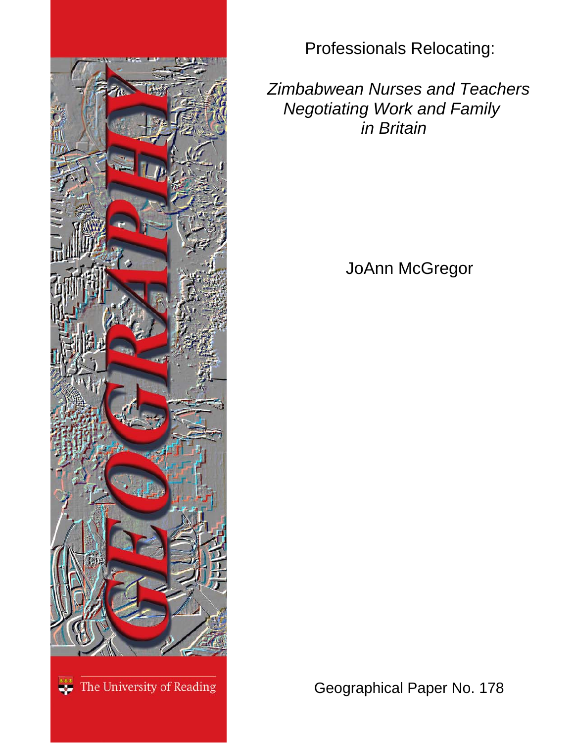# Professionals Relocating:

## *Zimbabwean Nurses and Teachers Negotiating Work and Family in Britain*

JoAnn McGregor

GEOGRAPHY

The University of Reading

Geographical Paper No. 178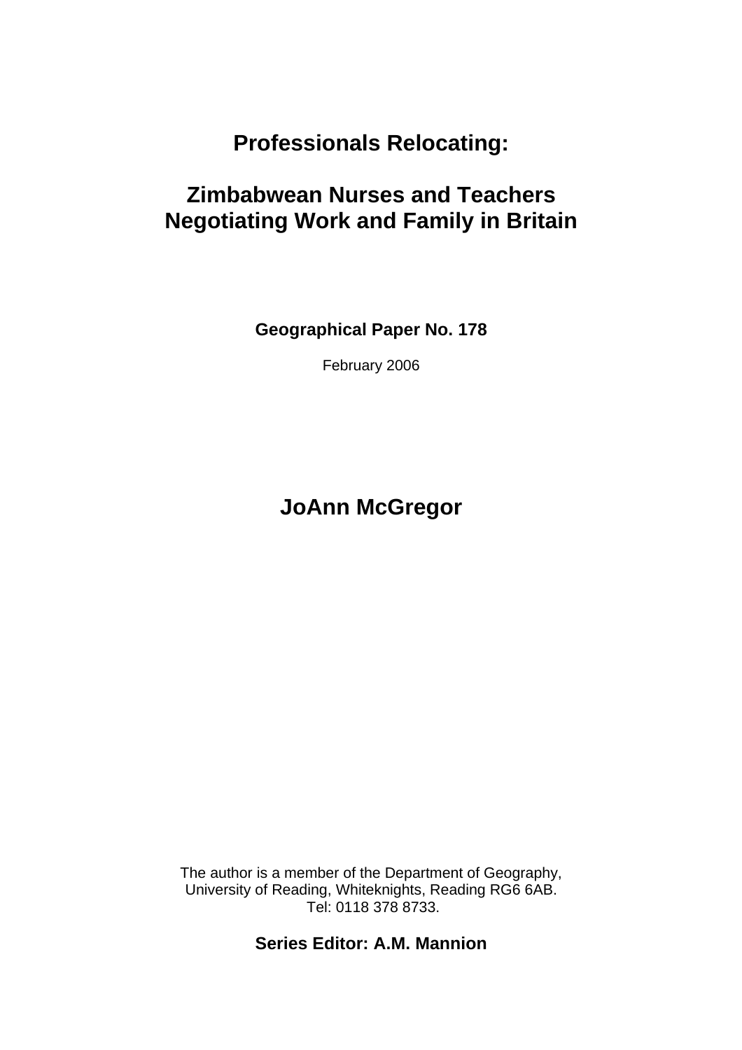# Professionals Relocating:

# Zimbabwean Nurses and Teachers Negotiating Work and Family in Britain

**Geographical Paper No. 178**

February 2006

## JoAnn McGregor

The author is a member of the Department of Geography, University of Reading, Whiteknights, Reading RG6 6AB. Tel: 0118 378 8733.

**Series Editor: A.M. Mannion**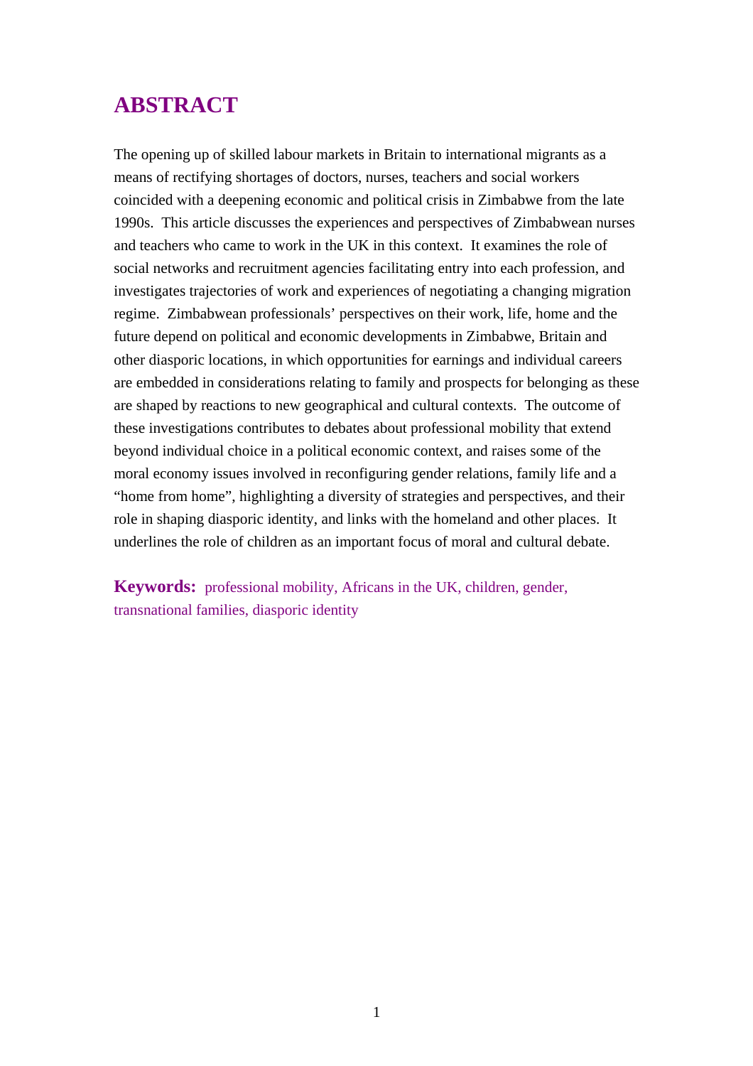# ABSTRACT

The opening up of skilled labour markets in Britain to international migrants as a means of rectifying shortages of doctors, nurses, teachers and social workers coincided with a deepening economic and political crisis in Zimbabwe from the late 1990s. This article discusses the experiences and perspectives of Zimbabwean nurses and teachers who came to work in the UK in this context. It examines the role of social networks and recruitment agencies facilitating entry into each profession, and investigates trajectories of work and experiences of negotiating a changing migration regime. Zimbabwean professionals' perspectives on their work, life, home and the future depend on political and economic developments in Zimbabwe, Britain and other diasporic locations, in which opportunities for earnings and individual careers are embedded in considerations relating to family and prospects for belonging as these are shaped by reactions to new geographical and cultural contexts. The outcome of these investigations contributes to debates about professional mobility that extend beyond individual choice in a political economic context, and raises some of the moral economy issues involved in reconfiguring gender relations, family life and a "home from home", highlighting a diversity of strategies and perspectives, and their role in shaping diasporic identity, and links with the homeland and other places. It underlines the role of children as an important focus of moral and cultural debate.

**Keywords:** professional mobility, Africans in the UK, children, gender, transnational families, diasporic identity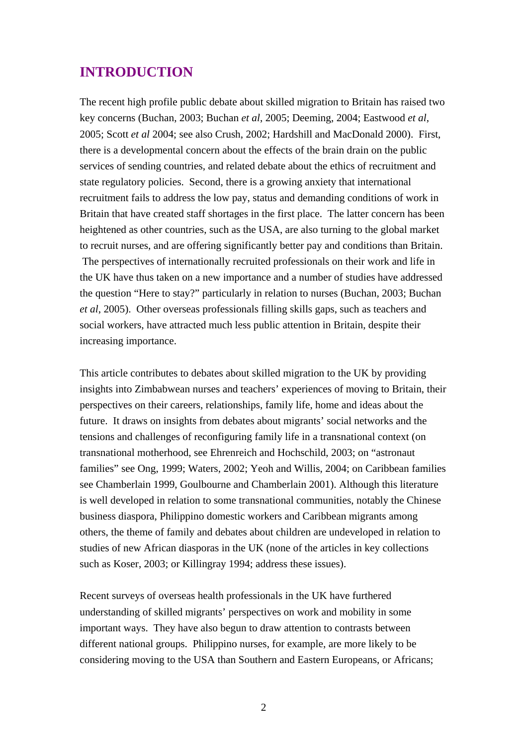# INTRODUCTION

The recent high profile public debate about skilled migration to Britain has raised two key concerns (Buchan, 2003; Buchan *et al*, 2005; Deeming, 2004; Eastwood *et al*, 2005; Scott *et al* 2004; see also Crush, 2002; Hardshill and MacDonald 2000). First, there is a developmental concern about the effects of the brain drain on the public services of sending countries, and related debate about the ethics of recruitment and state regulatory policies. Second, there is a growing anxiety that international recruitment fails to address the low pay, status and demanding conditions of work in Britain that have created staff shortages in the first place. The latter concern has been heightened as other countries, such as the USA, are also turning to the global market to recruit nurses, and are offering significantly better pay and conditions than Britain. The perspectives of internationally recruited professionals on their work and life in the UK have thus taken on a new importance and a number of studies have addressed the question "Here to stay?" particularly in relation to nurses (Buchan, 2003; Buchan *et al*, 2005). Other overseas professionals filling skills gaps, such as teachers and social workers, have attracted much less public attention in Britain, despite their increasing importance.

This article contributes to debates about skilled migration to the UK by providing insights into Zimbabwean nurses and teachers' experiences of moving to Britain, their perspectives on their careers, relationships, family life, home and ideas about the future. It draws on insights from debates about migrants' social networks and the tensions and challenges of reconfiguring family life in a transnational context (on transnational motherhood, see Ehrenreich and Hochschild, 2003; on "astronaut families" see Ong, 1999; Waters, 2002; Yeoh and Willis, 2004; on Caribbean families see Chamberlain 1999, Goulbourne and Chamberlain 2001). Although this literature is well developed in relation to some transnational communities, notably the Chinese business diaspora, Philippino domestic workers and Caribbean migrants among others, the theme of family and debates about children are undeveloped in relation to studies of new African diasporas in the UK (none of the articles in key collections such as Koser, 2003; or Killingray 1994; address these issues).

Recent surveys of overseas health professionals in the UK have furthered understanding of skilled migrants' perspectives on work and mobility in some important ways. They have also begun to draw attention to contrasts between different national groups. Philippino nurses, for example, are more likely to be considering moving to the USA than Southern and Eastern Europeans, or Africans;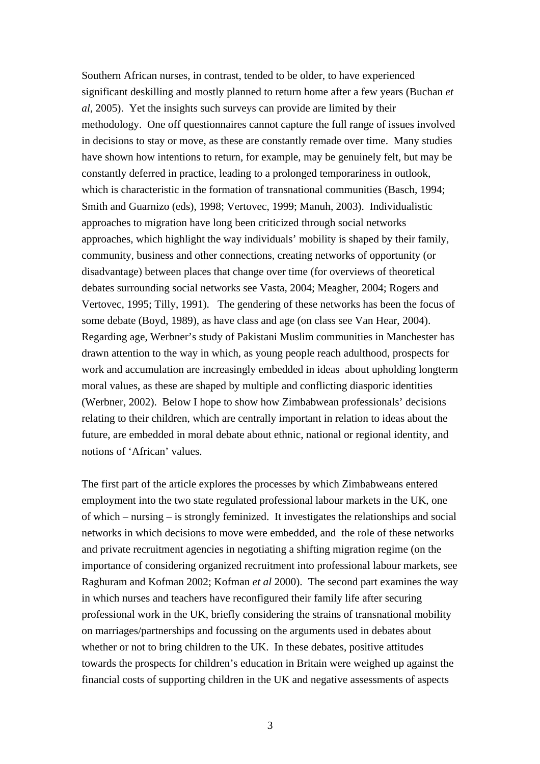Southern African nurses, in contrast, tended to be older, to have experienced significant deskilling and mostly planned to return home after a few years (Buchan *et al*, 2005). Yet the insights such surveys can provide are limited by their methodology. One off questionnaires cannot capture the full range of issues involved in decisions to stay or move, as these are constantly remade over time. Many studies have shown how intentions to return, for example, may be genuinely felt, but may be constantly deferred in practice, leading to a prolonged temporariness in outlook, which is characteristic in the formation of transnational communities (Basch, 1994; Smith and Guarnizo (eds), 1998; Vertovec, 1999; Manuh, 2003). Individualistic approaches to migration have long been criticized through social networks approaches, which highlight the way individuals' mobility is shaped by their family, community, business and other connections, creating networks of opportunity (or disadvantage) between places that change over time (for overviews of theoretical debates surrounding social networks see Vasta, 2004; Meagher, 2004; Rogers and Vertovec, 1995; Tilly, 1991). The gendering of these networks has been the focus of some debate (Boyd, 1989), as have class and age (on class see Van Hear, 2004). Regarding age, Werbner's study of Pakistani Muslim communities in Manchester has drawn attention to the way in which, as young people reach adulthood, prospects for work and accumulation are increasingly embedded in ideas about upholding longterm moral values, as these are shaped by multiple and conflicting diasporic identities (Werbner, 2002). Below I hope to show how Zimbabwean professionals' decisions relating to their children, which are centrally important in relation to ideas about the future, are embedded in moral debate about ethnic, national or regional identity, and notions of 'African' values.

The first part of the article explores the processes by which Zimbabweans entered employment into the two state regulated professional labour markets in the UK, one of which – nursing – is strongly feminized. It investigates the relationships and social networks in which decisions to move were embedded, and the role of these networks and private recruitment agencies in negotiating a shifting migration regime (on the importance of considering organized recruitment into professional labour markets, see Raghuram and Kofman 2002; Kofman *et al* 2000). The second part examines the way in which nurses and teachers have reconfigured their family life after securing professional work in the UK, briefly considering the strains of transnational mobility on marriages/partnerships and focussing on the arguments used in debates about whether or not to bring children to the UK. In these debates, positive attitudes towards the prospects for children's education in Britain were weighed up against the financial costs of supporting children in the UK and negative assessments of aspects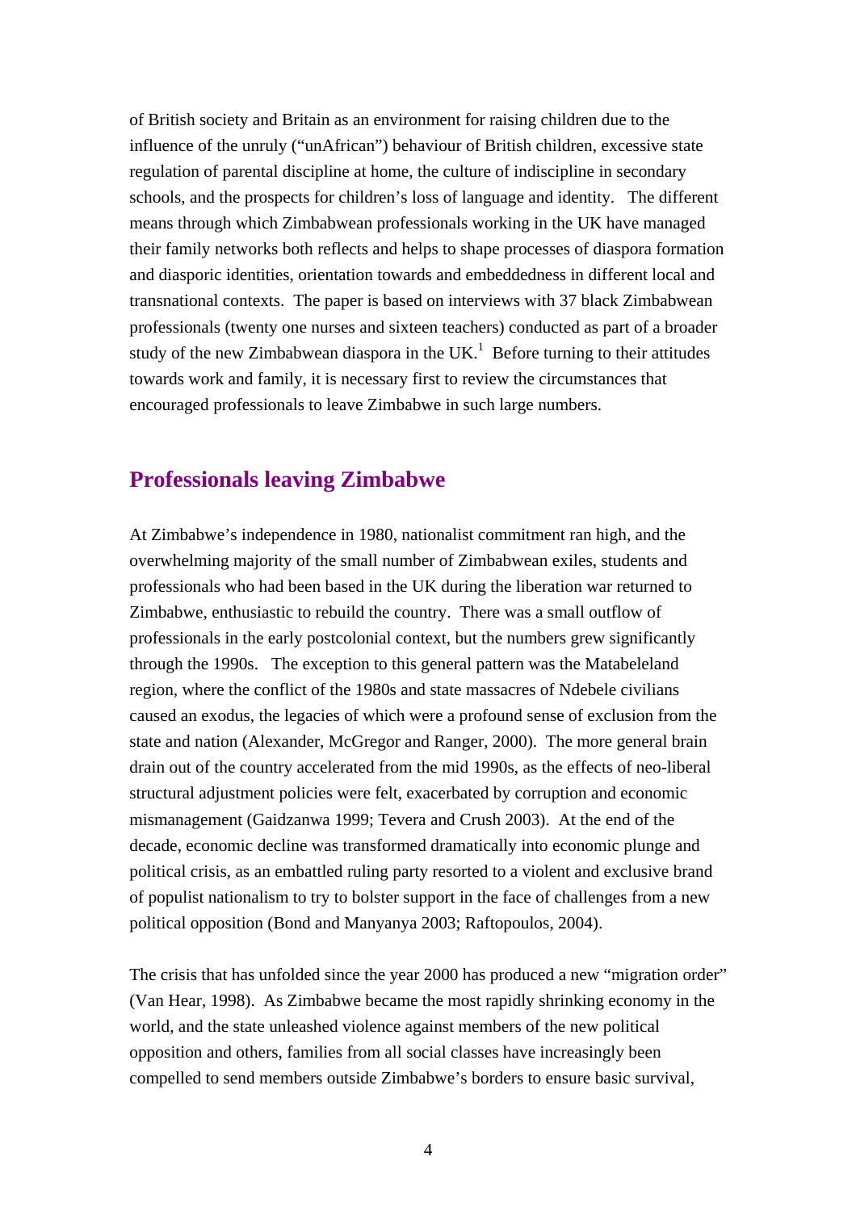of British society and Britain as an environment for raising children due to the influence of the unruly ("unAfrican") behaviour of British children, excessive state regulation of parental discipline at home, the culture of indiscipline in secondary schools, and the prospects for children's loss of language and identity. The different means through which Zimbabwean professionals working in the UK have managed their family networks both reflects and helps to shape processes of diaspora formation and diasporic identities, orientation towards and embeddedness in different local and transnational contexts. The paper is based on interviews with 37 black Zimbabwean professionals (twenty one nurses and sixteen teachers) conducted as part of a broader study of the new Zimbabwean diaspora in the UK.[1] Before turning to their attitudes towards work and family, it is necessary first to review the circumstances that encouraged professionals to leave Zimbabwe in such large numbers.

## Professionals leaving Zimbabwe

At Zimbabwe's independence in 1980, nationalist commitment ran high, and the overwhelming majority of the small number of Zimbabwean exiles, students and professionals who had been based in the UK during the liberation war returned to Zimbabwe, enthusiastic to rebuild the country. There was a small outflow of professionals in the early postcolonial context, but the numbers grew significantly through the 1990s. The exception to this general pattern was the Matabeleland region, where the conflict of the 1980s and state massacres of Ndebele civilians caused an exodus, the legacies of which were a profound sense of exclusion from the state and nation (Alexander, McGregor and Ranger, 2000). The more general brain drain out of the country accelerated from the mid 1990s, as the effects of neo-liberal structural adjustment policies were felt, exacerbated by corruption and economic mismanagement (Gaidzanwa 1999; Tevera and Crush 2003). At the end of the decade, economic decline was transformed dramatically into economic plunge and political crisis, as an embattled ruling party resorted to a violent and exclusive brand of populist nationalism to try to bolster support in the face of challenges from a new political opposition (Bond and Manyanya 2003; Raftopoulos, 2004).

The crisis that has unfolded since the year 2000 has produced a new "migration order" (Van Hear, 1998). As Zimbabwe became the most rapidly shrinking economy in the world, and the state unleashed violence against members of the new political opposition and others, families from all social classes have increasingly been compelled to send members outside Zimbabwe's borders to ensure basic survival,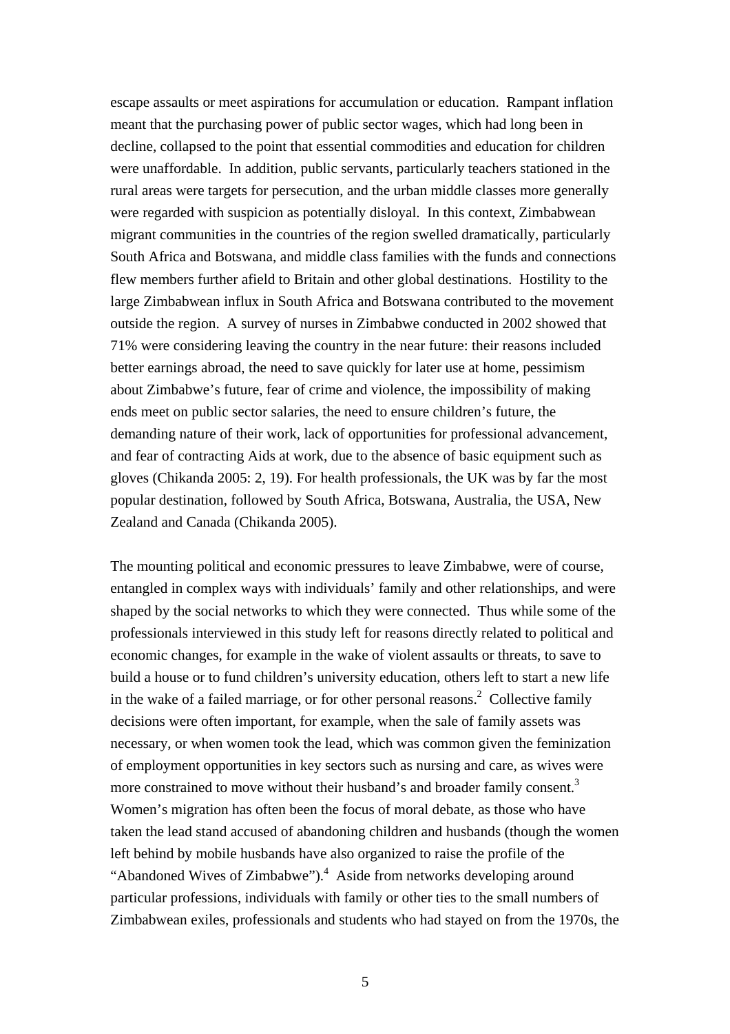escape assaults or meet aspirations for accumulation or education. Rampant inflation meant that the purchasing power of public sector wages, which had long been in decline, collapsed to the point that essential commodities and education for children were unaffordable. In addition, public servants, particularly teachers stationed in the rural areas were targets for persecution, and the urban middle classes more generally were regarded with suspicion as potentially disloyal. In this context, Zimbabwean migrant communities in the countries of the region swelled dramatically, particularly South Africa and Botswana, and middle class families with the funds and connections flew members further afield to Britain and other global destinations. Hostility to the large Zimbabwean influx in South Africa and Botswana contributed to the movement outside the region. A survey of nurses in Zimbabwe conducted in 2002 showed that 71% were considering leaving the country in the near future: their reasons included better earnings abroad, the need to save quickly for later use at home, pessimism about Zimbabwe's future, fear of crime and violence, the impossibility of making ends meet on public sector salaries, the need to ensure children's future, the demanding nature of their work, lack of opportunities for professional advancement, and fear of contracting Aids at work, due to the absence of basic equipment such as gloves (Chikanda 2005: 2, 19). For health professionals, the UK was by far the most popular destination, followed by South Africa, Botswana, Australia, the USA, New Zealand and Canada (Chikanda 2005).

The mounting political and economic pressures to leave Zimbabwe, were of course, entangled in complex ways with individuals' family and other relationships, and were shaped by the social networks to which they were connected. Thus while some of the professionals interviewed in this study left for reasons directly related to political and economic changes, for example in the wake of violent assaults or threats, to save to build a house or to fund children's university education, others left to start a new life in the wake of a failed marriage, or for other personal reasons.[2] Collective family decisions were often important, for example, when the sale of family assets was necessary, or when women took the lead, which was common given the feminization of employment opportunities in key sectors such as nursing and care, as wives were more constrained to move without their husband's and broader family consent.[3] Women's migration has often been the focus of moral debate, as those who have taken the lead stand accused of abandoning children and husbands (though the women left behind by mobile husbands have also organized to raise the profile of the "Abandoned Wives of Zimbabwe").[4] Aside from networks developing around particular professions, individuals with family or other ties to the small numbers of Zimbabwean exiles, professionals and students who had stayed on from the 1970s, the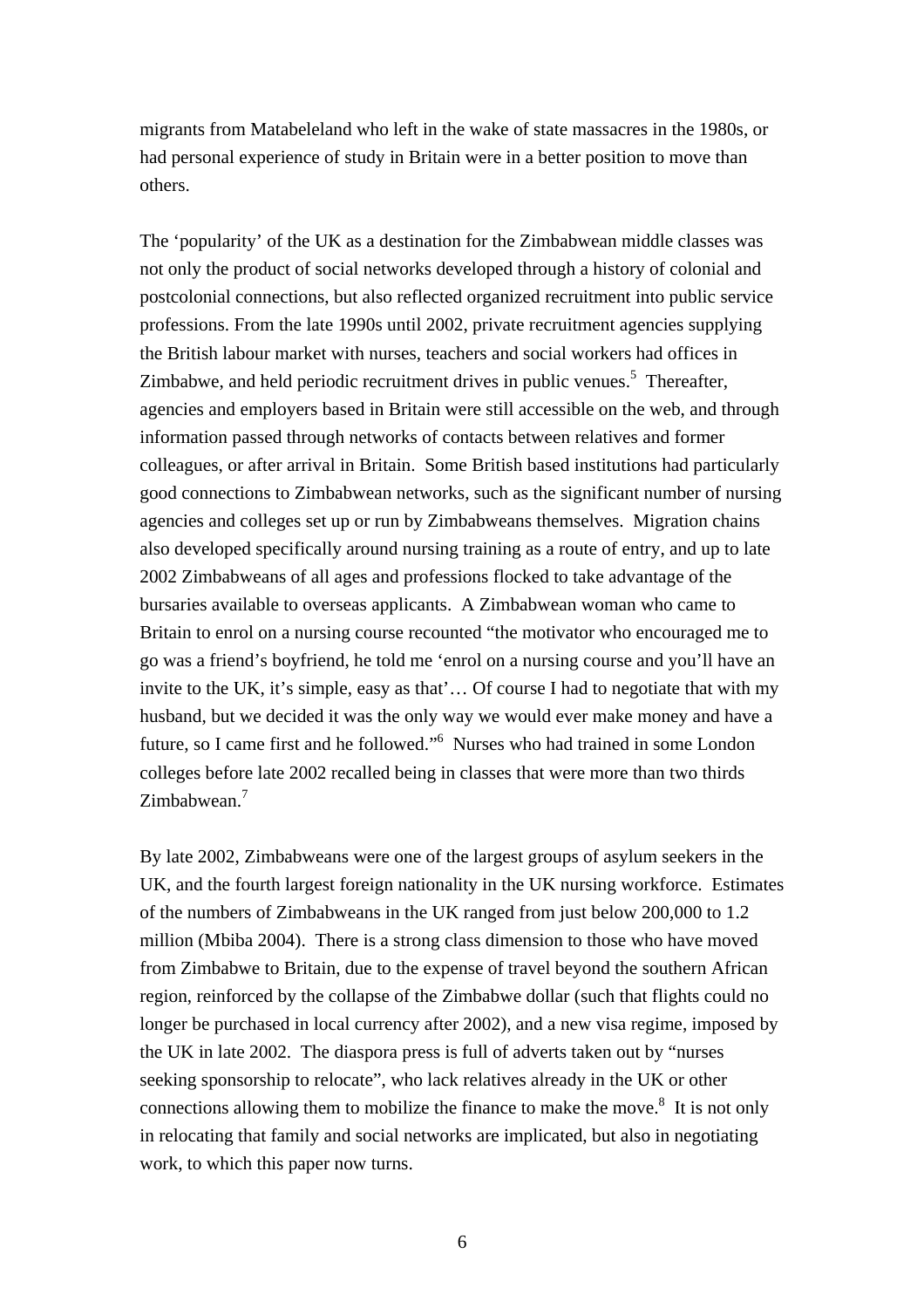migrants from Matabeleland who left in the wake of state massacres in the 1980s, or had personal experience of study in Britain were in a better position to move than others.

The 'popularity' of the UK as a destination for the Zimbabwean middle classes was not only the product of social networks developed through a history of colonial and postcolonial connections, but also reflected organized recruitment into public service professions. From the late 1990s until 2002, private recruitment agencies supplying the British labour market with nurses, teachers and social workers had offices in Zimbabwe, and held periodic recruitment drives in public venues.[5] Thereafter, agencies and employers based in Britain were still accessible on the web, and through information passed through networks of contacts between relatives and former colleagues, or after arrival in Britain. Some British based institutions had particularly good connections to Zimbabwean networks, such as the significant number of nursing agencies and colleges set up or run by Zimbabweans themselves. Migration chains also developed specifically around nursing training as a route of entry, and up to late 2002 Zimbabweans of all ages and professions flocked to take advantage of the bursaries available to overseas applicants. A Zimbabwean woman who came to Britain to enrol on a nursing course recounted "the motivator who encouraged me to go was a friend's boyfriend, he told me 'enrol on a nursing course and you'll have an invite to the UK, it's simple, easy as that'… Of course I had to negotiate that with my husband, but we decided it was the only way we would ever make money and have a future, so I came first and he followed."[6] Nurses who had trained in some London colleges before late 2002 recalled being in classes that were more than two thirds Zimbabwean.[7]

By late 2002, Zimbabweans were one of the largest groups of asylum seekers in the UK, and the fourth largest foreign nationality in the UK nursing workforce. Estimates of the numbers of Zimbabweans in the UK ranged from just below 200,000 to 1.2 million (Mbiba 2004). There is a strong class dimension to those who have moved from Zimbabwe to Britain, due to the expense of travel beyond the southern African region, reinforced by the collapse of the Zimbabwe dollar (such that flights could no longer be purchased in local currency after 2002), and a new visa regime, imposed by the UK in late 2002. The diaspora press is full of adverts taken out by "nurses seeking sponsorship to relocate", who lack relatives already in the UK or other connections allowing them to mobilize the finance to make the move.[8] It is not only in relocating that family and social networks are implicated, but also in negotiating work, to which this paper now turns.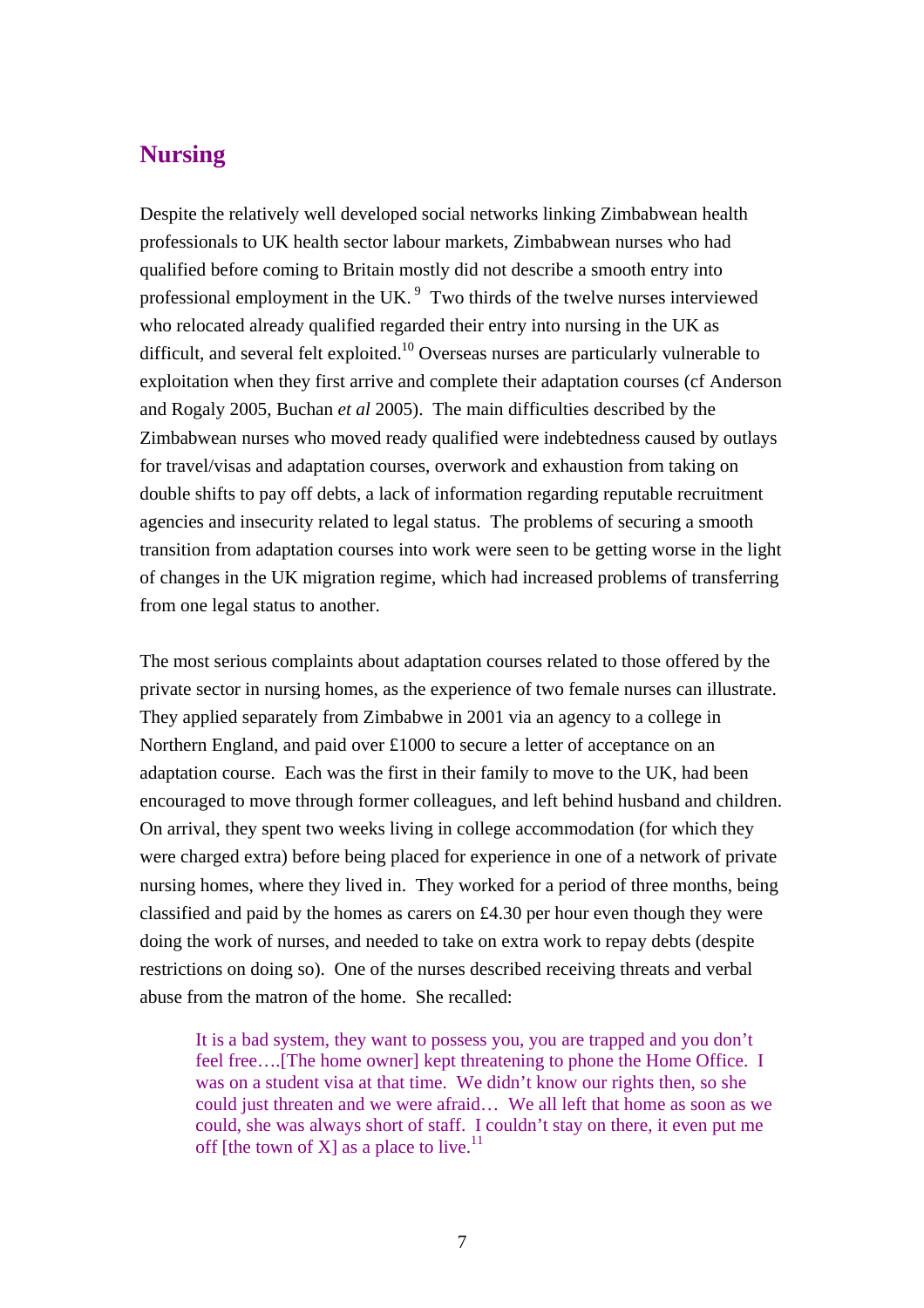## Nursing

Despite the relatively well developed social networks linking Zimbabwean health professionals to UK health sector labour markets, Zimbabwean nurses who had qualified before coming to Britain mostly did not describe a smooth entry into professional employment in the UK.[9] Two thirds of the twelve nurses interviewed who relocated already qualified regarded their entry into nursing in the UK as difficult, and several felt exploited.[10] Overseas nurses are particularly vulnerable to exploitation when they first arrive and complete their adaptation courses (cf Anderson and Rogaly 2005, Buchan *et al* 2005). The main difficulties described by the Zimbabwean nurses who moved ready qualified were indebtedness caused by outlays for travel/visas and adaptation courses, overwork and exhaustion from taking on double shifts to pay off debts, a lack of information regarding reputable recruitment agencies and insecurity related to legal status. The problems of securing a smooth transition from adaptation courses into work were seen to be getting worse in the light of changes in the UK migration regime, which had increased problems of transferring from one legal status to another.

The most serious complaints about adaptation courses related to those offered by the private sector in nursing homes, as the experience of two female nurses can illustrate. They applied separately from Zimbabwe in 2001 via an agency to a college in Northern England, and paid over £1000 to secure a letter of acceptance on an adaptation course. Each was the first in their family to move to the UK, had been encouraged to move through former colleagues, and left behind husband and children. On arrival, they spent two weeks living in college accommodation (for which they were charged extra) before being placed for experience in one of a network of private nursing homes, where they lived in. They worked for a period of three months, being classified and paid by the homes as carers on £4.30 per hour even though they were doing the work of nurses, and needed to take on extra work to repay debts (despite restrictions on doing so). One of the nurses described receiving threats and verbal abuse from the matron of the home. She recalled:

> It is a bad system, they want to possess you, you are trapped and you don't feel free….[The home owner] kept threatening to phone the Home Office. I was on a student visa at that time. We didn't know our rights then, so she could just threaten and we were afraid… We all left that home as soon as we could, she was always short of staff. I couldn't stay on there, it even put me off [the town of X] as a place to live.[11]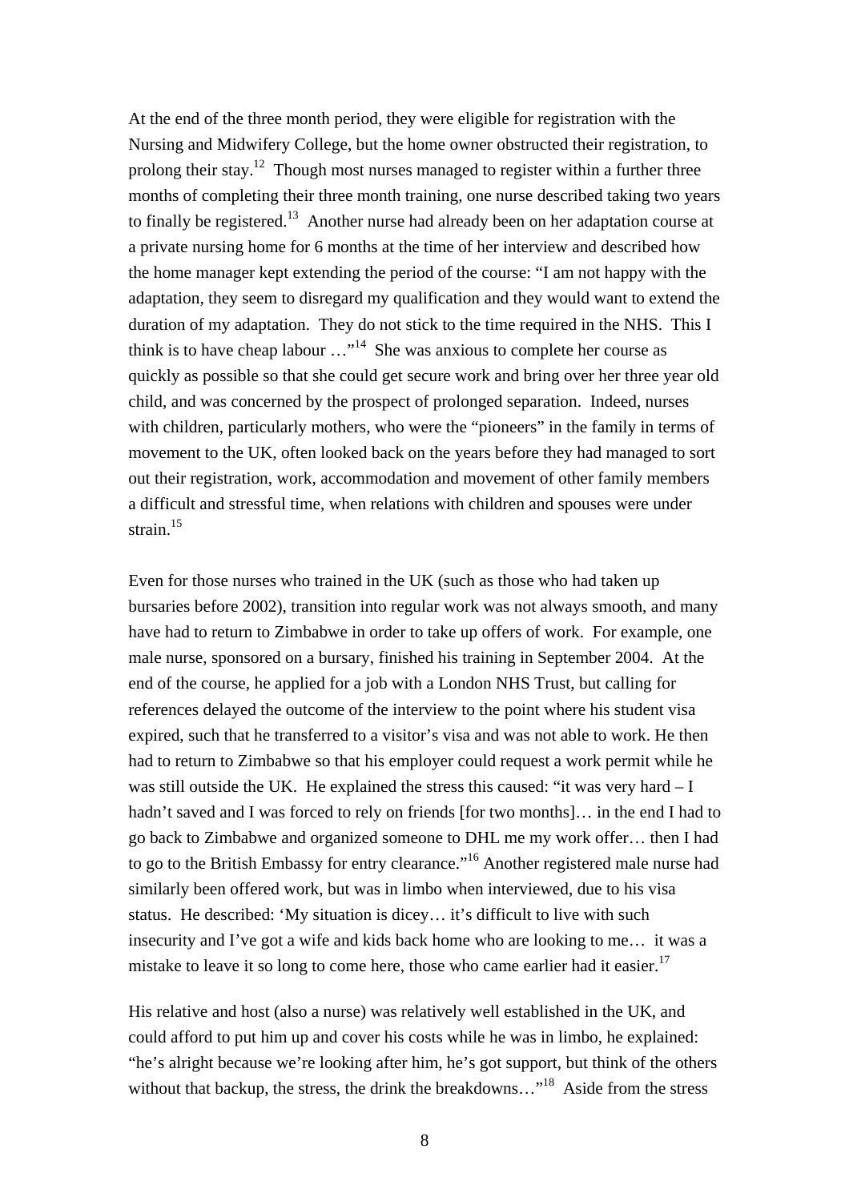At the end of the three month period, they were eligible for registration with the Nursing and Midwifery College, but the home owner obstructed their registration, to prolong their stay.[12] Though most nurses managed to register within a further three months of completing their three month training, one nurse described taking two years to finally be registered.[13] Another nurse had already been on her adaptation course at a private nursing home for 6 months at the time of her interview and described how the home manager kept extending the period of the course: "I am not happy with the adaptation, they seem to disregard my qualification and they would want to extend the duration of my adaptation. They do not stick to the time required in the NHS. This I think is to have cheap labour …"[14] She was anxious to complete her course as quickly as possible so that she could get secure work and bring over her three year old child, and was concerned by the prospect of prolonged separation. Indeed, nurses with children, particularly mothers, who were the "pioneers" in the family in terms of movement to the UK, often looked back on the years before they had managed to sort out their registration, work, accommodation and movement of other family members a difficult and stressful time, when relations with children and spouses were under strain.[15]

Even for those nurses who trained in the UK (such as those who had taken up bursaries before 2002), transition into regular work was not always smooth, and many have had to return to Zimbabwe in order to take up offers of work. For example, one male nurse, sponsored on a bursary, finished his training in September 2004. At the end of the course, he applied for a job with a London NHS Trust, but calling for references delayed the outcome of the interview to the point where his student visa expired, such that he transferred to a visitor's visa and was not able to work. He then had to return to Zimbabwe so that his employer could request a work permit while he was still outside the UK. He explained the stress this caused: "it was very hard – I hadn't saved and I was forced to rely on friends [for two months]… in the end I had to go back to Zimbabwe and organized someone to DHL me my work offer… then I had to go to the British Embassy for entry clearance."[16] Another registered male nurse had similarly been offered work, but was in limbo when interviewed, due to his visa status. He described: 'My situation is dicey… it's difficult to live with such insecurity and I've got a wife and kids back home who are looking to me… it was a mistake to leave it so long to come here, those who came earlier had it easier.[17]

His relative and host (also a nurse) was relatively well established in the UK, and could afford to put him up and cover his costs while he was in limbo, he explained: "he's alright because we're looking after him, he's got support, but think of the others without that backup, the stress, the drink the breakdowns…"[18] Aside from the stress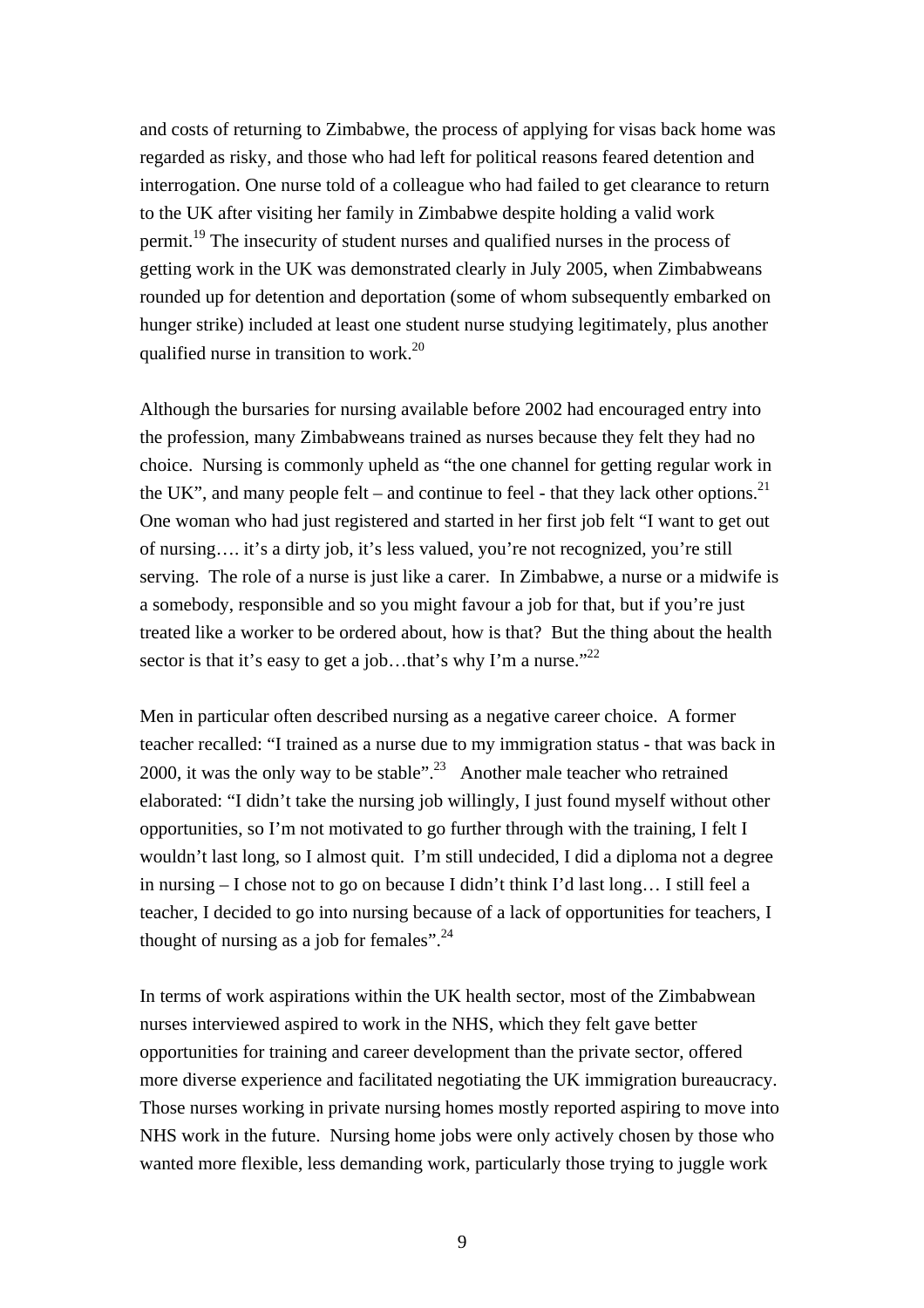and costs of returning to Zimbabwe, the process of applying for visas back home was regarded as risky, and those who had left for political reasons feared detention and interrogation. One nurse told of a colleague who had failed to get clearance to return to the UK after visiting her family in Zimbabwe despite holding a valid work permit.[19] The insecurity of student nurses and qualified nurses in the process of getting work in the UK was demonstrated clearly in July 2005, when Zimbabweans rounded up for detention and deportation (some of whom subsequently embarked on hunger strike) included at least one student nurse studying legitimately, plus another qualified nurse in transition to work.[20]

Although the bursaries for nursing available before 2002 had encouraged entry into the profession, many Zimbabweans trained as nurses because they felt they had no choice. Nursing is commonly upheld as "the one channel for getting regular work in the UK", and many people felt – and continue to feel - that they lack other options.[21] One woman who had just registered and started in her first job felt "I want to get out of nursing…. it's a dirty job, it's less valued, you're not recognized, you're still serving. The role of a nurse is just like a carer. In Zimbabwe, a nurse or a midwife is a somebody, responsible and so you might favour a job for that, but if you're just treated like a worker to be ordered about, how is that? But the thing about the health sector is that it's easy to get a job…that's why I'm a nurse."[22]

Men in particular often described nursing as a negative career choice. A former teacher recalled: "I trained as a nurse due to my immigration status - that was back in 2000, it was the only way to be stable".[23] Another male teacher who retrained elaborated: "I didn't take the nursing job willingly, I just found myself without other opportunities, so I'm not motivated to go further through with the training, I felt I wouldn't last long, so I almost quit. I'm still undecided, I did a diploma not a degree in nursing – I chose not to go on because I didn't think I'd last long… I still feel a teacher, I decided to go into nursing because of a lack of opportunities for teachers, I thought of nursing as a job for females".[24]

In terms of work aspirations within the UK health sector, most of the Zimbabwean nurses interviewed aspired to work in the NHS, which they felt gave better opportunities for training and career development than the private sector, offered more diverse experience and facilitated negotiating the UK immigration bureaucracy. Those nurses working in private nursing homes mostly reported aspiring to move into NHS work in the future. Nursing home jobs were only actively chosen by those who wanted more flexible, less demanding work, particularly those trying to juggle work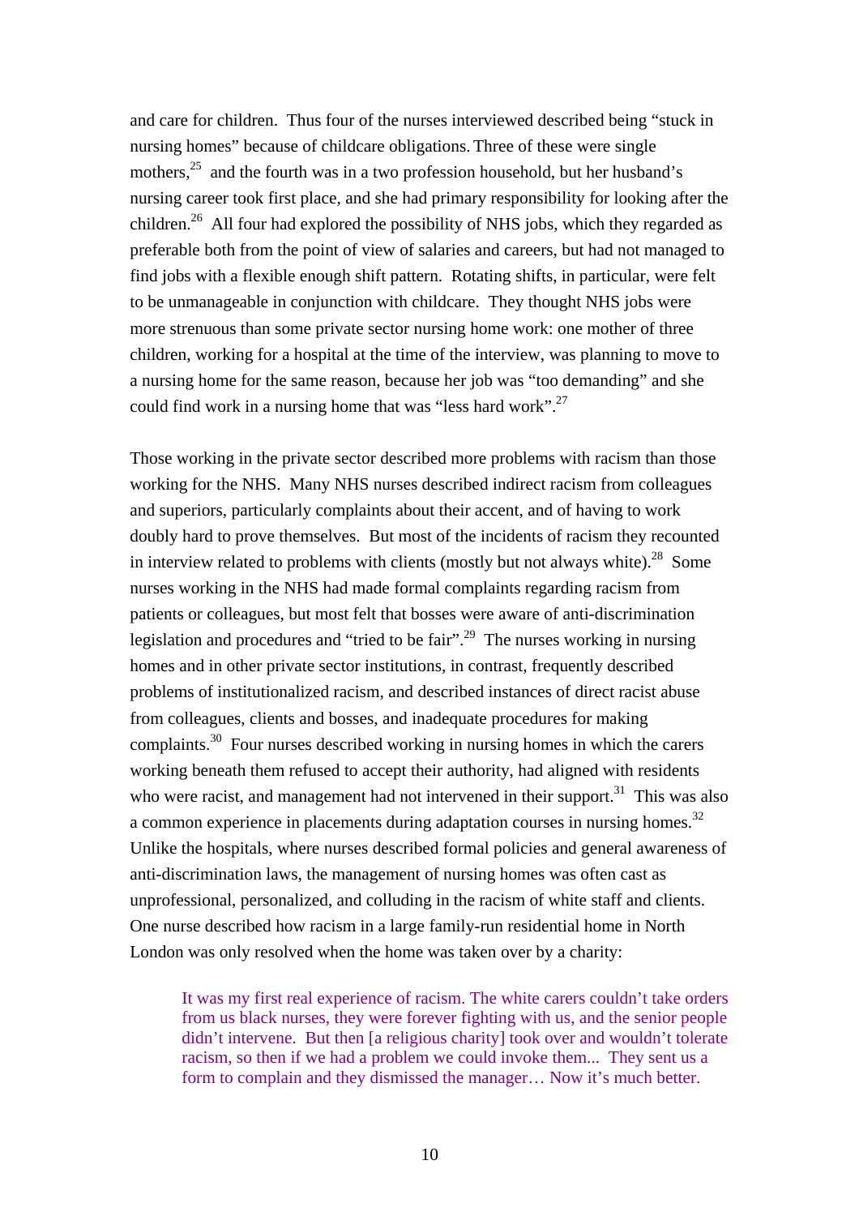and care for children. Thus four of the nurses interviewed described being "stuck in nursing homes" because of childcare obligations. Three of these were single mothers,[25] and the fourth was in a two profession household, but her husband's nursing career took first place, and she had primary responsibility for looking after the children.[26] All four had explored the possibility of NHS jobs, which they regarded as preferable both from the point of view of salaries and careers, but had not managed to find jobs with a flexible enough shift pattern. Rotating shifts, in particular, were felt to be unmanageable in conjunction with childcare. They thought NHS jobs were more strenuous than some private sector nursing home work: one mother of three children, working for a hospital at the time of the interview, was planning to move to a nursing home for the same reason, because her job was "too demanding" and she could find work in a nursing home that was "less hard work".[27]

Those working in the private sector described more problems with racism than those working for the NHS. Many NHS nurses described indirect racism from colleagues and superiors, particularly complaints about their accent, and of having to work doubly hard to prove themselves. But most of the incidents of racism they recounted in interview related to problems with clients (mostly but not always white).[28] Some nurses working in the NHS had made formal complaints regarding racism from patients or colleagues, but most felt that bosses were aware of anti-discrimination legislation and procedures and "tried to be fair".[29] The nurses working in nursing homes and in other private sector institutions, in contrast, frequently described problems of institutionalized racism, and described instances of direct racist abuse from colleagues, clients and bosses, and inadequate procedures for making complaints.[30] Four nurses described working in nursing homes in which the carers working beneath them refused to accept their authority, had aligned with residents who were racist, and management had not intervened in their support.[31] This was also a common experience in placements during adaptation courses in nursing homes.[32] Unlike the hospitals, where nurses described formal policies and general awareness of anti-discrimination laws, the management of nursing homes was often cast as unprofessional, personalized, and colluding in the racism of white staff and clients. One nurse described how racism in a large family-run residential home in North London was only resolved when the home was taken over by a charity:

> It was my first real experience of racism. The white carers couldn't take orders from us black nurses, they were forever fighting with us, and the senior people didn't intervene. But then [a religious charity] took over and wouldn't tolerate racism, so then if we had a problem we could invoke them... They sent us a form to complain and they dismissed the manager… Now it's much better.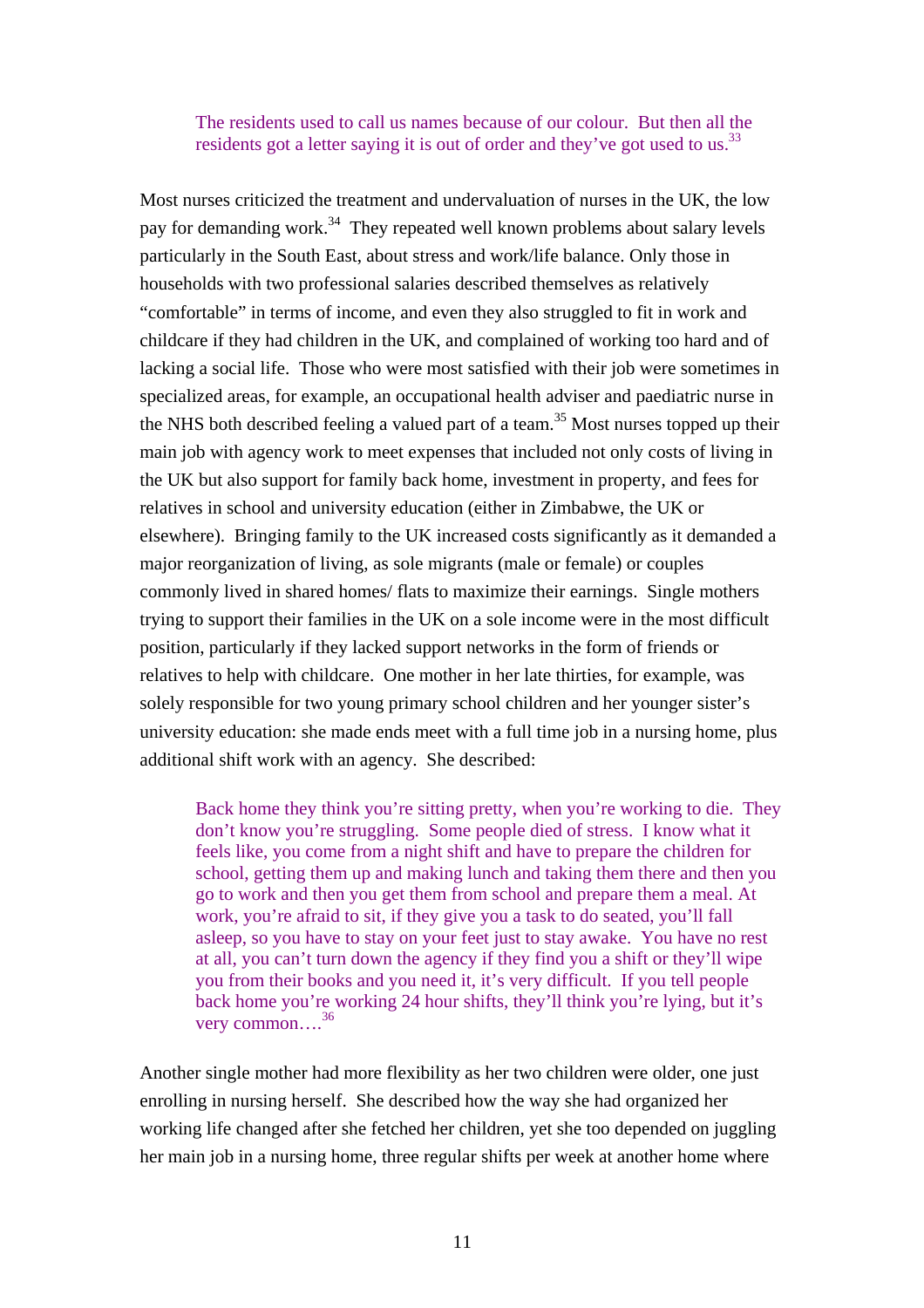> The residents used to call us names because of our colour. But then all the residents got a letter saying it is out of order and they've got used to us.[33]

Most nurses criticized the treatment and undervaluation of nurses in the UK, the low pay for demanding work.[34] They repeated well known problems about salary levels particularly in the South East, about stress and work/life balance. Only those in households with two professional salaries described themselves as relatively "comfortable" in terms of income, and even they also struggled to fit in work and childcare if they had children in the UK, and complained of working too hard and of lacking a social life. Those who were most satisfied with their job were sometimes in specialized areas, for example, an occupational health adviser and paediatric nurse in the NHS both described feeling a valued part of a team.[35] Most nurses topped up their main job with agency work to meet expenses that included not only costs of living in the UK but also support for family back home, investment in property, and fees for relatives in school and university education (either in Zimbabwe, the UK or elsewhere). Bringing family to the UK increased costs significantly as it demanded a major reorganization of living, as sole migrants (male or female) or couples commonly lived in shared homes/ flats to maximize their earnings. Single mothers trying to support their families in the UK on a sole income were in the most difficult position, particularly if they lacked support networks in the form of friends or relatives to help with childcare. One mother in her late thirties, for example, was solely responsible for two young primary school children and her younger sister's university education: she made ends meet with a full time job in a nursing home, plus additional shift work with an agency. She described:

> Back home they think you're sitting pretty, when you're working to die. They don't know you're struggling. Some people died of stress. I know what it feels like, you come from a night shift and have to prepare the children for school, getting them up and making lunch and taking them there and then you go to work and then you get them from school and prepare them a meal. At work, you're afraid to sit, if they give you a task to do seated, you'll fall asleep, so you have to stay on your feet just to stay awake. You have no rest at all, you can't turn down the agency if they find you a shift or they'll wipe you from their books and you need it, it's very difficult. If you tell people back home you're working 24 hour shifts, they'll think you're lying, but it's very common….[36]

Another single mother had more flexibility as her two children were older, one just enrolling in nursing herself. She described how the way she had organized her working life changed after she fetched her children, yet she too depended on juggling her main job in a nursing home, three regular shifts per week at another home where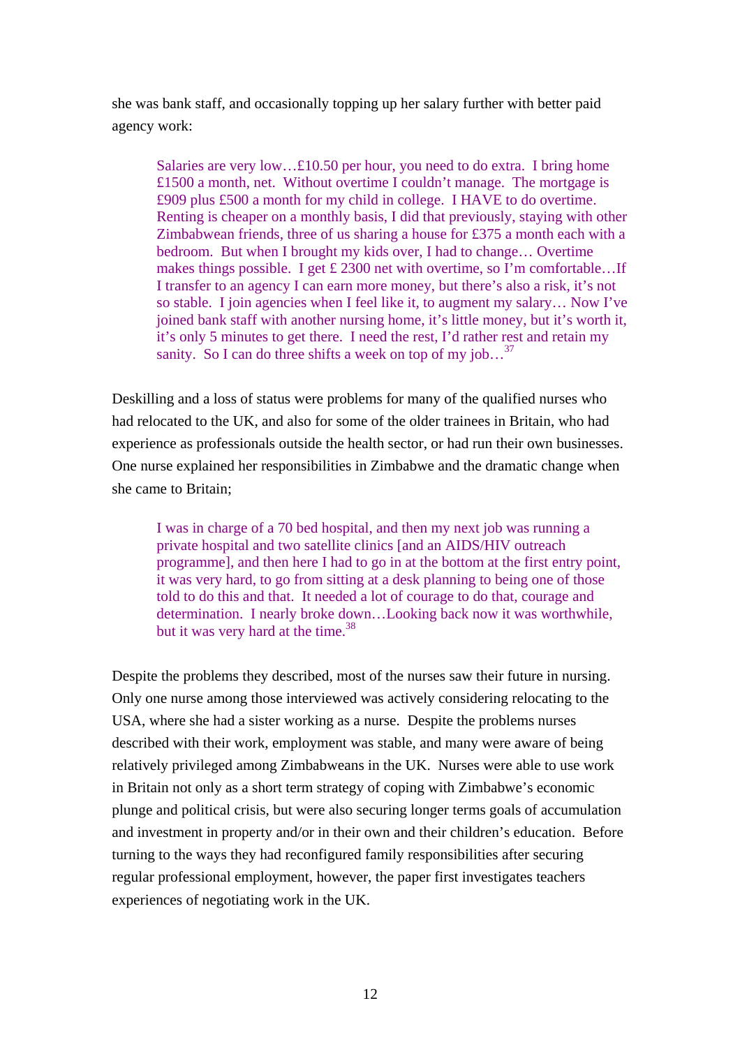she was bank staff, and occasionally topping up her salary further with better paid agency work:

> Salaries are very low…£10.50 per hour, you need to do extra. I bring home £1500 a month, net. Without overtime I couldn't manage. The mortgage is £909 plus £500 a month for my child in college. I HAVE to do overtime. Renting is cheaper on a monthly basis, I did that previously, staying with other Zimbabwean friends, three of us sharing a house for £375 a month each with a bedroom. But when I brought my kids over, I had to change… Overtime makes things possible. I get £ 2300 net with overtime, so I'm comfortable…If I transfer to an agency I can earn more money, but there's also a risk, it's not so stable. I join agencies when I feel like it, to augment my salary… Now I've joined bank staff with another nursing home, it's little money, but it's worth it, it's only 5 minutes to get there. I need the rest, I'd rather rest and retain my sanity. So I can do three shifts a week on top of my job…[37]

Deskilling and a loss of status were problems for many of the qualified nurses who had relocated to the UK, and also for some of the older trainees in Britain, who had experience as professionals outside the health sector, or had run their own businesses. One nurse explained her responsibilities in Zimbabwe and the dramatic change when she came to Britain;

> I was in charge of a 70 bed hospital, and then my next job was running a private hospital and two satellite clinics [and an AIDS/HIV outreach programme], and then here I had to go in at the bottom at the first entry point, it was very hard, to go from sitting at a desk planning to being one of those told to do this and that. It needed a lot of courage to do that, courage and determination. I nearly broke down…Looking back now it was worthwhile, but it was very hard at the time.[38]

Despite the problems they described, most of the nurses saw their future in nursing. Only one nurse among those interviewed was actively considering relocating to the USA, where she had a sister working as a nurse. Despite the problems nurses described with their work, employment was stable, and many were aware of being relatively privileged among Zimbabweans in the UK. Nurses were able to use work in Britain not only as a short term strategy of coping with Zimbabwe's economic plunge and political crisis, but were also securing longer terms goals of accumulation and investment in property and/or in their own and their children's education. Before turning to the ways they had reconfigured family responsibilities after securing regular professional employment, however, the paper first investigates teachers experiences of negotiating work in the UK.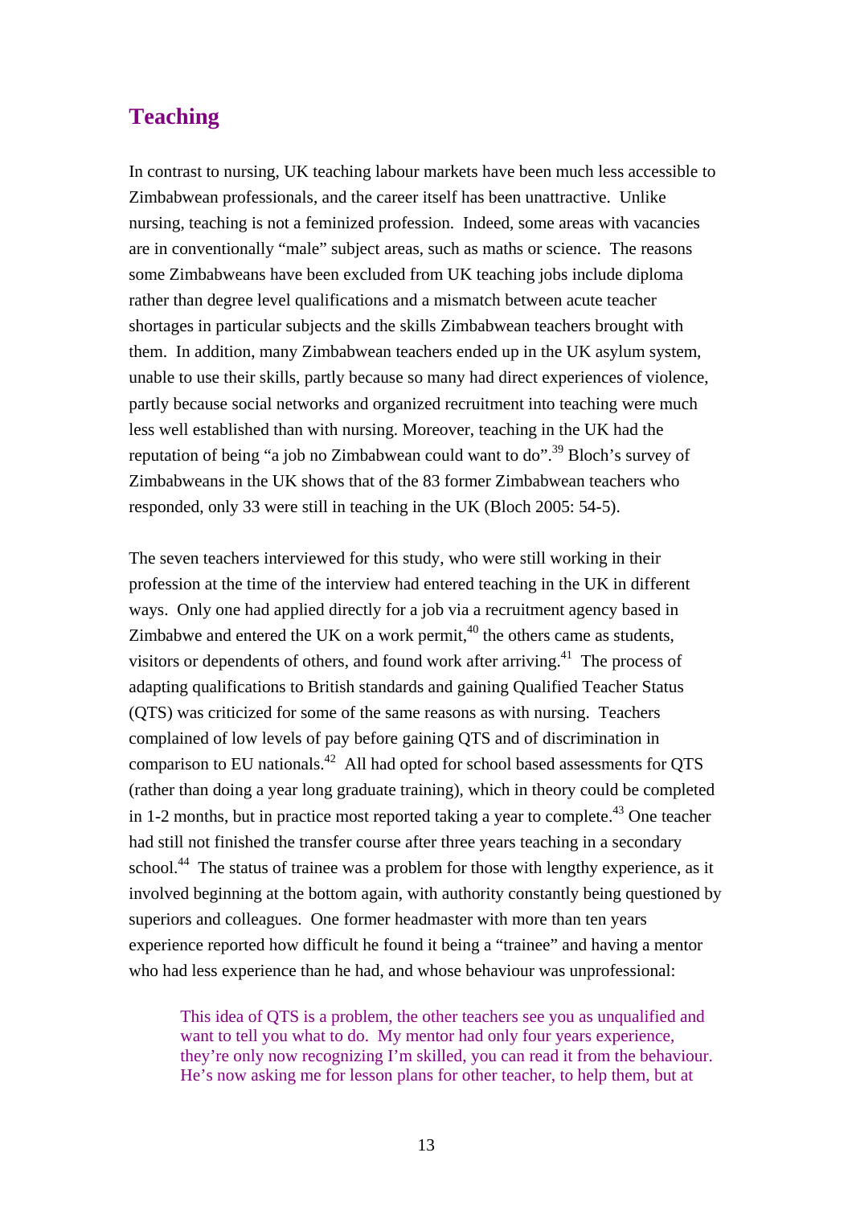## Teaching

In contrast to nursing, UK teaching labour markets have been much less accessible to Zimbabwean professionals, and the career itself has been unattractive. Unlike nursing, teaching is not a feminized profession. Indeed, some areas with vacancies are in conventionally "male" subject areas, such as maths or science. The reasons some Zimbabweans have been excluded from UK teaching jobs include diploma rather than degree level qualifications and a mismatch between acute teacher shortages in particular subjects and the skills Zimbabwean teachers brought with them. In addition, many Zimbabwean teachers ended up in the UK asylum system, unable to use their skills, partly because so many had direct experiences of violence, partly because social networks and organized recruitment into teaching were much less well established than with nursing. Moreover, teaching in the UK had the reputation of being "a job no Zimbabwean could want to do".[39] Bloch's survey of Zimbabweans in the UK shows that of the 83 former Zimbabwean teachers who responded, only 33 were still in teaching in the UK (Bloch 2005: 54-5).

The seven teachers interviewed for this study, who were still working in their profession at the time of the interview had entered teaching in the UK in different ways. Only one had applied directly for a job via a recruitment agency based in Zimbabwe and entered the UK on a work permit,[40] the others came as students, visitors or dependents of others, and found work after arriving.[41] The process of adapting qualifications to British standards and gaining Qualified Teacher Status (QTS) was criticized for some of the same reasons as with nursing. Teachers complained of low levels of pay before gaining QTS and of discrimination in comparison to EU nationals.[42] All had opted for school based assessments for QTS (rather than doing a year long graduate training), which in theory could be completed in 1-2 months, but in practice most reported taking a year to complete.[43] One teacher had still not finished the transfer course after three years teaching in a secondary school.[44] The status of trainee was a problem for those with lengthy experience, as it involved beginning at the bottom again, with authority constantly being questioned by superiors and colleagues. One former headmaster with more than ten years experience reported how difficult he found it being a "trainee" and having a mentor who had less experience than he had, and whose behaviour was unprofessional:

> This idea of QTS is a problem, the other teachers see you as unqualified and want to tell you what to do. My mentor had only four years experience, they're only now recognizing I'm skilled, you can read it from the behaviour. He's now asking me for lesson plans for other teacher, to help them, but at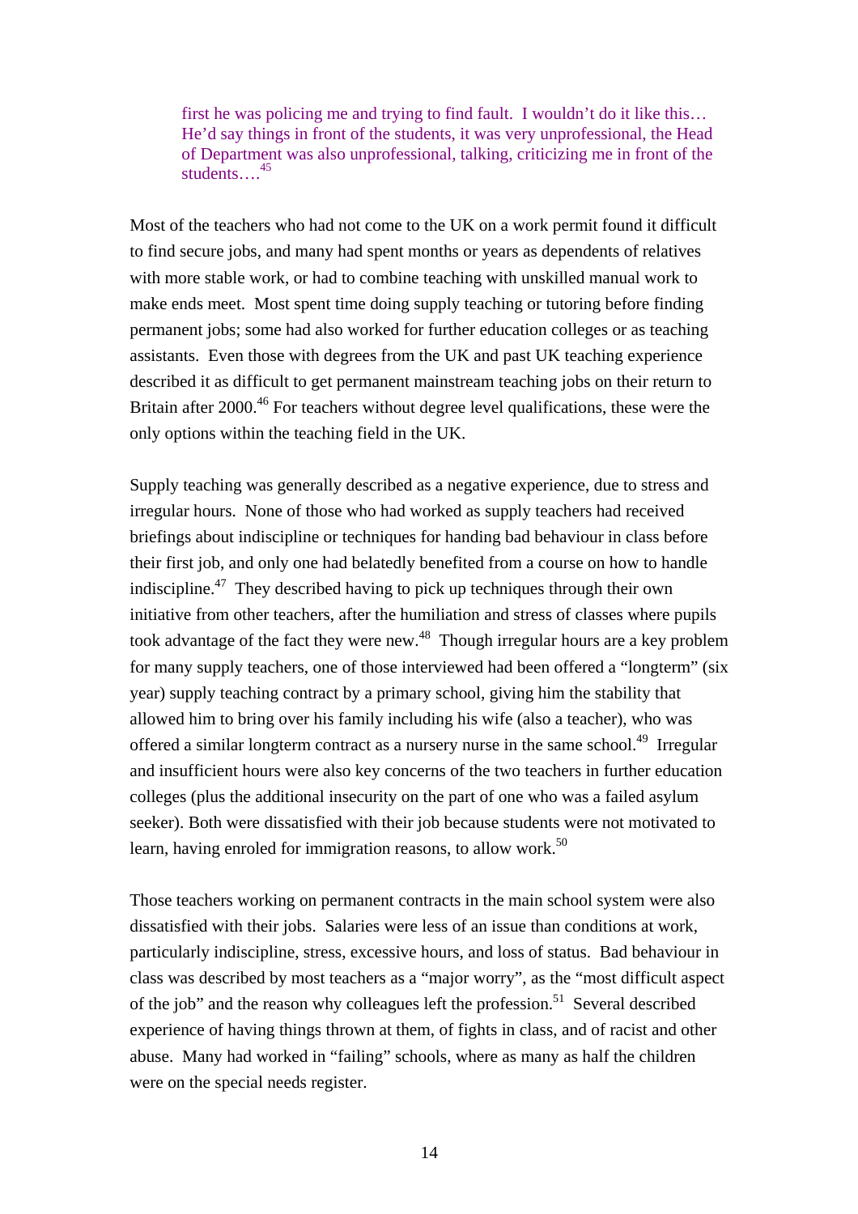> first he was policing me and trying to find fault. I wouldn't do it like this… He'd say things in front of the students, it was very unprofessional, the Head of Department was also unprofessional, talking, criticizing me in front of the students….[45]

Most of the teachers who had not come to the UK on a work permit found it difficult to find secure jobs, and many had spent months or years as dependents of relatives with more stable work, or had to combine teaching with unskilled manual work to make ends meet. Most spent time doing supply teaching or tutoring before finding permanent jobs; some had also worked for further education colleges or as teaching assistants. Even those with degrees from the UK and past UK teaching experience described it as difficult to get permanent mainstream teaching jobs on their return to Britain after 2000.[46] For teachers without degree level qualifications, these were the only options within the teaching field in the UK.

Supply teaching was generally described as a negative experience, due to stress and irregular hours. None of those who had worked as supply teachers had received briefings about indiscipline or techniques for handing bad behaviour in class before their first job, and only one had belatedly benefited from a course on how to handle indiscipline.[47] They described having to pick up techniques through their own initiative from other teachers, after the humiliation and stress of classes where pupils took advantage of the fact they were new.[48] Though irregular hours are a key problem for many supply teachers, one of those interviewed had been offered a "longterm" (six year) supply teaching contract by a primary school, giving him the stability that allowed him to bring over his family including his wife (also a teacher), who was offered a similar longterm contract as a nursery nurse in the same school.[49] Irregular and insufficient hours were also key concerns of the two teachers in further education colleges (plus the additional insecurity on the part of one who was a failed asylum seeker). Both were dissatisfied with their job because students were not motivated to learn, having enroled for immigration reasons, to allow work.[50]

Those teachers working on permanent contracts in the main school system were also dissatisfied with their jobs. Salaries were less of an issue than conditions at work, particularly indiscipline, stress, excessive hours, and loss of status. Bad behaviour in class was described by most teachers as a "major worry", as the "most difficult aspect of the job" and the reason why colleagues left the profession.[51] Several described experience of having things thrown at them, of fights in class, and of racist and other abuse. Many had worked in "failing" schools, where as many as half the children were on the special needs register.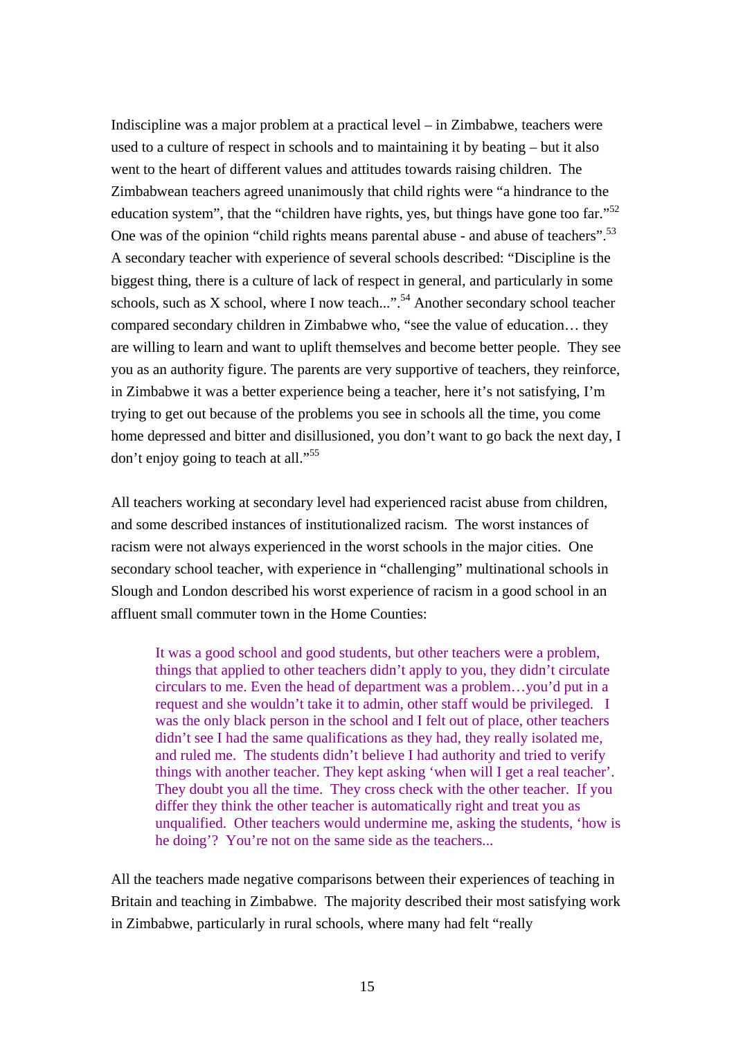Indiscipline was a major problem at a practical level – in Zimbabwe, teachers were used to a culture of respect in schools and to maintaining it by beating – but it also went to the heart of different values and attitudes towards raising children. The Zimbabwean teachers agreed unanimously that child rights were "a hindrance to the education system", that the "children have rights, yes, but things have gone too far."[52] One was of the opinion "child rights means parental abuse - and abuse of teachers".[53] A secondary teacher with experience of several schools described: "Discipline is the biggest thing, there is a culture of lack of respect in general, and particularly in some schools, such as X school, where I now teach...".[54] Another secondary school teacher compared secondary children in Zimbabwe who, "see the value of education… they are willing to learn and want to uplift themselves and become better people. They see you as an authority figure. The parents are very supportive of teachers, they reinforce, in Zimbabwe it was a better experience being a teacher, here it's not satisfying, I'm trying to get out because of the problems you see in schools all the time, you come home depressed and bitter and disillusioned, you don't want to go back the next day, I don't enjoy going to teach at all."[55]

All teachers working at secondary level had experienced racist abuse from children, and some described instances of institutionalized racism. The worst instances of racism were not always experienced in the worst schools in the major cities. One secondary school teacher, with experience in "challenging" multinational schools in Slough and London described his worst experience of racism in a good school in an affluent small commuter town in the Home Counties:

> It was a good school and good students, but other teachers were a problem, things that applied to other teachers didn't apply to you, they didn't circulate circulars to me. Even the head of department was a problem…you'd put in a request and she wouldn't take it to admin, other staff would be privileged. I was the only black person in the school and I felt out of place, other teachers didn't see I had the same qualifications as they had, they really isolated me, and ruled me. The students didn't believe I had authority and tried to verify things with another teacher. They kept asking 'when will I get a real teacher'. They doubt you all the time. They cross check with the other teacher. If you differ they think the other teacher is automatically right and treat you as unqualified. Other teachers would undermine me, asking the students, 'how is he doing'? You're not on the same side as the teachers...

All the teachers made negative comparisons between their experiences of teaching in Britain and teaching in Zimbabwe. The majority described their most satisfying work in Zimbabwe, particularly in rural schools, where many had felt "really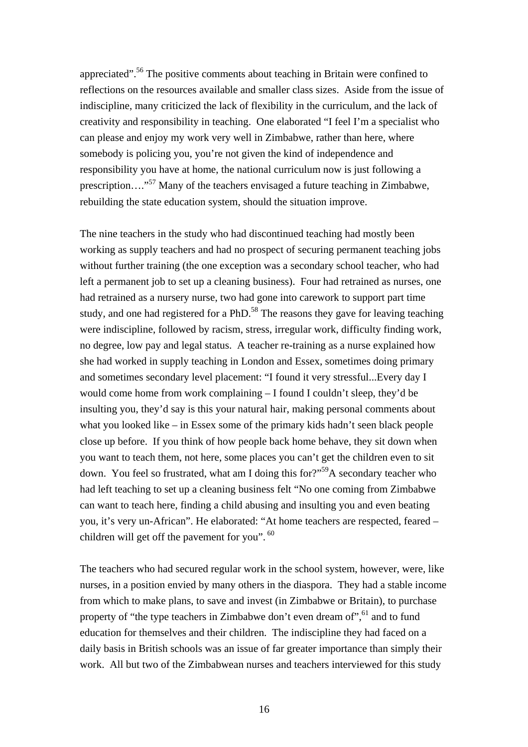appreciated".[56] The positive comments about teaching in Britain were confined to reflections on the resources available and smaller class sizes. Aside from the issue of indiscipline, many criticized the lack of flexibility in the curriculum, and the lack of creativity and responsibility in teaching. One elaborated "I feel I'm a specialist who can please and enjoy my work very well in Zimbabwe, rather than here, where somebody is policing you, you're not given the kind of independence and responsibility you have at home, the national curriculum now is just following a prescription…."[57] Many of the teachers envisaged a future teaching in Zimbabwe, rebuilding the state education system, should the situation improve.

The nine teachers in the study who had discontinued teaching had mostly been working as supply teachers and had no prospect of securing permanent teaching jobs without further training (the one exception was a secondary school teacher, who had left a permanent job to set up a cleaning business). Four had retrained as nurses, one had retrained as a nursery nurse, two had gone into carework to support part time study, and one had registered for a PhD.[58] The reasons they gave for leaving teaching were indiscipline, followed by racism, stress, irregular work, difficulty finding work, no degree, low pay and legal status. A teacher re-training as a nurse explained how she had worked in supply teaching in London and Essex, sometimes doing primary and sometimes secondary level placement: "I found it very stressful...Every day I would come home from work complaining – I found I couldn't sleep, they'd be insulting you, they'd say is this your natural hair, making personal comments about what you looked like – in Essex some of the primary kids hadn't seen black people close up before. If you think of how people back home behave, they sit down when you want to teach them, not here, some places you can't get the children even to sit down. You feel so frustrated, what am I doing this for?"[59] A secondary teacher who had left teaching to set up a cleaning business felt "No one coming from Zimbabwe can want to teach here, finding a child abusing and insulting you and even beating you, it's very un-African". He elaborated: "At home teachers are respected, feared – children will get off the pavement for you".[60]

The teachers who had secured regular work in the school system, however, were, like nurses, in a position envied by many others in the diaspora. They had a stable income from which to make plans, to save and invest (in Zimbabwe or Britain), to purchase property of "the type teachers in Zimbabwe don't even dream of",[61] and to fund education for themselves and their children. The indiscipline they had faced on a daily basis in British schools was an issue of far greater importance than simply their work. All but two of the Zimbabwean nurses and teachers interviewed for this study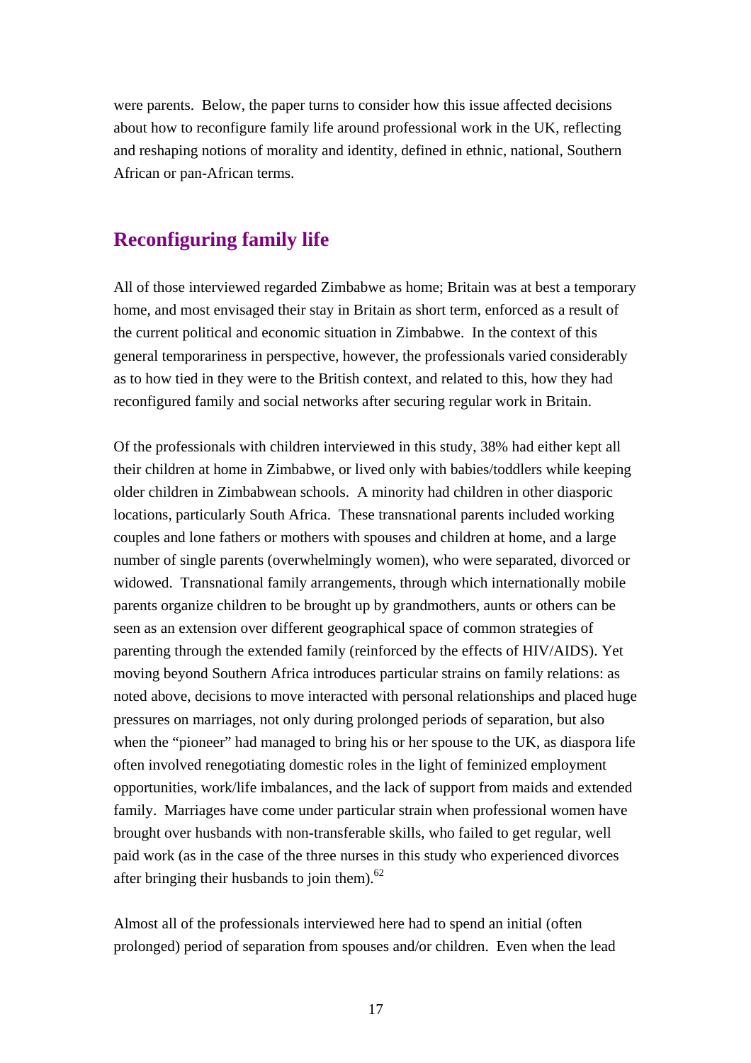were parents. Below, the paper turns to consider how this issue affected decisions about how to reconfigure family life around professional work in the UK, reflecting and reshaping notions of morality and identity, defined in ethnic, national, Southern African or pan-African terms.

## Reconfiguring family life

All of those interviewed regarded Zimbabwe as home; Britain was at best a temporary home, and most envisaged their stay in Britain as short term, enforced as a result of the current political and economic situation in Zimbabwe. In the context of this general temporariness in perspective, however, the professionals varied considerably as to how tied in they were to the British context, and related to this, how they had reconfigured family and social networks after securing regular work in Britain.

Of the professionals with children interviewed in this study, 38% had either kept all their children at home in Zimbabwe, or lived only with babies/toddlers while keeping older children in Zimbabwean schools. A minority had children in other diasporic locations, particularly South Africa. These transnational parents included working couples and lone fathers or mothers with spouses and children at home, and a large number of single parents (overwhelmingly women), who were separated, divorced or widowed. Transnational family arrangements, through which internationally mobile parents organize children to be brought up by grandmothers, aunts or others can be seen as an extension over different geographical space of common strategies of parenting through the extended family (reinforced by the effects of HIV/AIDS). Yet moving beyond Southern Africa introduces particular strains on family relations: as noted above, decisions to move interacted with personal relationships and placed huge pressures on marriages, not only during prolonged periods of separation, but also when the "pioneer" had managed to bring his or her spouse to the UK, as diaspora life often involved renegotiating domestic roles in the light of feminized employment opportunities, work/life imbalances, and the lack of support from maids and extended family. Marriages have come under particular strain when professional women have brought over husbands with non-transferable skills, who failed to get regular, well paid work (as in the case of the three nurses in this study who experienced divorces after bringing their husbands to join them).[62]

Almost all of the professionals interviewed here had to spend an initial (often prolonged) period of separation from spouses and/or children. Even when the lead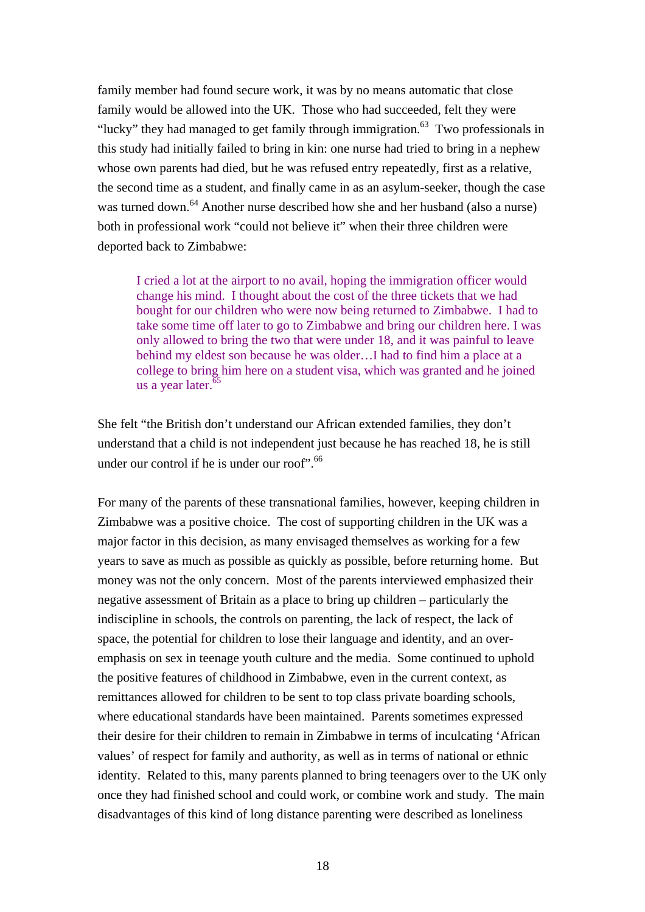family member had found secure work, it was by no means automatic that close family would be allowed into the UK. Those who had succeeded, felt they were "lucky" they had managed to get family through immigration.[63] Two professionals in this study had initially failed to bring in kin: one nurse had tried to bring in a nephew whose own parents had died, but he was refused entry repeatedly, first as a relative, the second time as a student, and finally came in as an asylum-seeker, though the case was turned down.[64] Another nurse described how she and her husband (also a nurse) both in professional work "could not believe it" when their three children were deported back to Zimbabwe:

> I cried a lot at the airport to no avail, hoping the immigration officer would change his mind. I thought about the cost of the three tickets that we had bought for our children who were now being returned to Zimbabwe. I had to take some time off later to go to Zimbabwe and bring our children here. I was only allowed to bring the two that were under 18, and it was painful to leave behind my eldest son because he was older…I had to find him a place at a college to bring him here on a student visa, which was granted and he joined us a year later.[65]

She felt "the British don't understand our African extended families, they don't understand that a child is not independent just because he has reached 18, he is still under our control if he is under our roof".[66]

For many of the parents of these transnational families, however, keeping children in Zimbabwe was a positive choice. The cost of supporting children in the UK was a major factor in this decision, as many envisaged themselves as working for a few years to save as much as possible as quickly as possible, before returning home. But money was not the only concern. Most of the parents interviewed emphasized their negative assessment of Britain as a place to bring up children – particularly the indiscipline in schools, the controls on parenting, the lack of respect, the lack of space, the potential for children to lose their language and identity, and an over-emphasis on sex in teenage youth culture and the media. Some continued to uphold the positive features of childhood in Zimbabwe, even in the current context, as remittances allowed for children to be sent to top class private boarding schools, where educational standards have been maintained. Parents sometimes expressed their desire for their children to remain in Zimbabwe in terms of inculcating 'African values' of respect for family and authority, as well as in terms of national or ethnic identity. Related to this, many parents planned to bring teenagers over to the UK only once they had finished school and could work, or combine work and study. The main disadvantages of this kind of long distance parenting were described as loneliness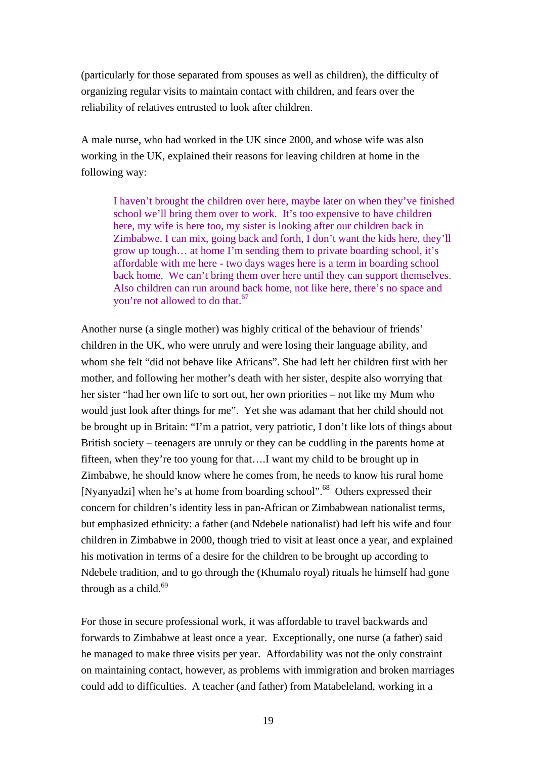(particularly for those separated from spouses as well as children), the difficulty of organizing regular visits to maintain contact with children, and fears over the reliability of relatives entrusted to look after children.

A male nurse, who had worked in the UK since 2000, and whose wife was also working in the UK, explained their reasons for leaving children at home in the following way:

> I haven't brought the children over here, maybe later on when they've finished school we'll bring them over to work. It's too expensive to have children here, my wife is here too, my sister is looking after our children back in Zimbabwe. I can mix, going back and forth, I don't want the kids here, they'll grow up tough… at home I'm sending them to private boarding school, it's affordable with me here - two days wages here is a term in boarding school back home. We can't bring them over here until they can support themselves. Also children can run around back home, not like here, there's no space and you're not allowed to do that.[67]

Another nurse (a single mother) was highly critical of the behaviour of friends' children in the UK, who were unruly and were losing their language ability, and whom she felt "did not behave like Africans". She had left her children first with her mother, and following her mother's death with her sister, despite also worrying that her sister "had her own life to sort out, her own priorities – not like my Mum who would just look after things for me". Yet she was adamant that her child should not be brought up in Britain: "I'm a patriot, very patriotic, I don't like lots of things about British society – teenagers are unruly or they can be cuddling in the parents home at fifteen, when they're too young for that….I want my child to be brought up in Zimbabwe, he should know where he comes from, he needs to know his rural home [Nyanyadzi] when he's at home from boarding school".[68] Others expressed their concern for children's identity less in pan-African or Zimbabwean nationalist terms, but emphasized ethnicity: a father (and Ndebele nationalist) had left his wife and four children in Zimbabwe in 2000, though tried to visit at least once a year, and explained his motivation in terms of a desire for the children to be brought up according to Ndebele tradition, and to go through the (Khumalo royal) rituals he himself had gone through as a child.[69]

For those in secure professional work, it was affordable to travel backwards and forwards to Zimbabwe at least once a year. Exceptionally, one nurse (a father) said he managed to make three visits per year. Affordability was not the only constraint on maintaining contact, however, as problems with immigration and broken marriages could add to difficulties. A teacher (and father) from Matabeleland, working in a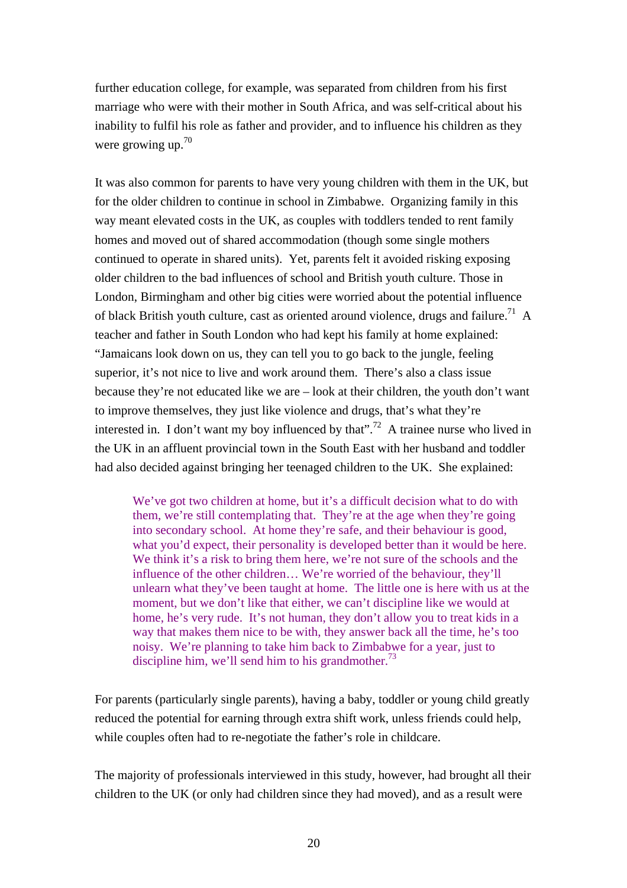further education college, for example, was separated from children from his first marriage who were with their mother in South Africa, and was self-critical about his inability to fulfil his role as father and provider, and to influence his children as they were growing up.[70]

It was also common for parents to have very young children with them in the UK, but for the older children to continue in school in Zimbabwe. Organizing family in this way meant elevated costs in the UK, as couples with toddlers tended to rent family homes and moved out of shared accommodation (though some single mothers continued to operate in shared units). Yet, parents felt it avoided risking exposing older children to the bad influences of school and British youth culture. Those in London, Birmingham and other big cities were worried about the potential influence of black British youth culture, cast as oriented around violence, drugs and failure.[71] A teacher and father in South London who had kept his family at home explained: "Jamaicans look down on us, they can tell you to go back to the jungle, feeling superior, it's not nice to live and work around them. There's also a class issue because they're not educated like we are – look at their children, the youth don't want to improve themselves, they just like violence and drugs, that's what they're interested in. I don't want my boy influenced by that".[72] A trainee nurse who lived in the UK in an affluent provincial town in the South East with her husband and toddler had also decided against bringing her teenaged children to the UK. She explained:

> We've got two children at home, but it's a difficult decision what to do with them, we're still contemplating that. They're at the age when they're going into secondary school. At home they're safe, and their behaviour is good, what you'd expect, their personality is developed better than it would be here. We think it's a risk to bring them here, we're not sure of the schools and the influence of the other children… We're worried of the behaviour, they'll unlearn what they've been taught at home. The little one is here with us at the moment, but we don't like that either, we can't discipline like we would at home, he's very rude. It's not human, they don't allow you to treat kids in a way that makes them nice to be with, they answer back all the time, he's too noisy. We're planning to take him back to Zimbabwe for a year, just to discipline him, we'll send him to his grandmother.[73]

For parents (particularly single parents), having a baby, toddler or young child greatly reduced the potential for earning through extra shift work, unless friends could help, while couples often had to re-negotiate the father's role in childcare.

The majority of professionals interviewed in this study, however, had brought all their children to the UK (or only had children since they had moved), and as a result were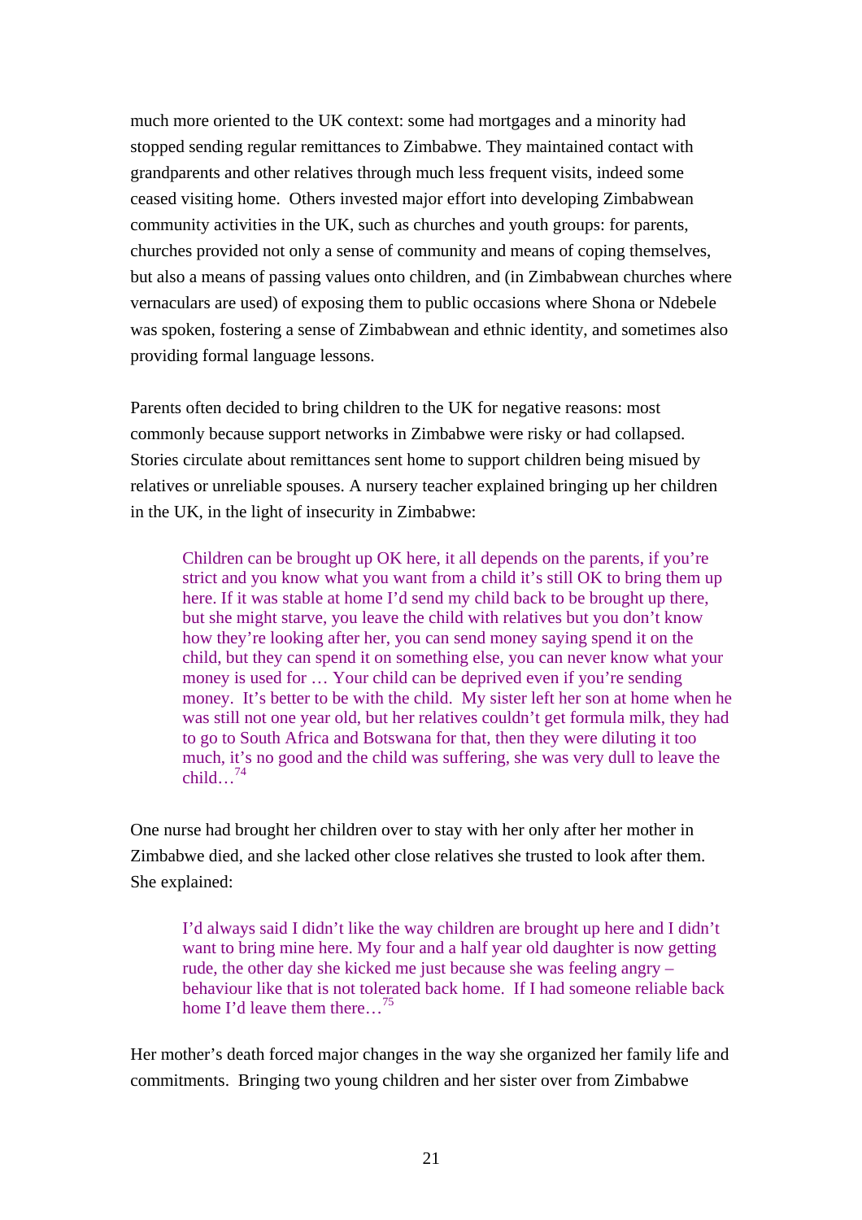much more oriented to the UK context: some had mortgages and a minority had stopped sending regular remittances to Zimbabwe. They maintained contact with grandparents and other relatives through much less frequent visits, indeed some ceased visiting home. Others invested major effort into developing Zimbabwean community activities in the UK, such as churches and youth groups: for parents, churches provided not only a sense of community and means of coping themselves, but also a means of passing values onto children, and (in Zimbabwean churches where vernaculars are used) of exposing them to public occasions where Shona or Ndebele was spoken, fostering a sense of Zimbabwean and ethnic identity, and sometimes also providing formal language lessons.

Parents often decided to bring children to the UK for negative reasons: most commonly because support networks in Zimbabwe were risky or had collapsed. Stories circulate about remittances sent home to support children being misued by relatives or unreliable spouses. A nursery teacher explained bringing up her children in the UK, in the light of insecurity in Zimbabwe:

> Children can be brought up OK here, it all depends on the parents, if you're strict and you know what you want from a child it's still OK to bring them up here. If it was stable at home I'd send my child back to be brought up there, but she might starve, you leave the child with relatives but you don't know how they're looking after her, you can send money saying spend it on the child, but they can spend it on something else, you can never know what your money is used for … Your child can be deprived even if you're sending money. It's better to be with the child. My sister left her son at home when he was still not one year old, but her relatives couldn't get formula milk, they had to go to South Africa and Botswana for that, then they were diluting it too much, it's no good and the child was suffering, she was very dull to leave the child…[74]

One nurse had brought her children over to stay with her only after her mother in Zimbabwe died, and she lacked other close relatives she trusted to look after them. She explained:

> I'd always said I didn't like the way children are brought up here and I didn't want to bring mine here. My four and a half year old daughter is now getting rude, the other day she kicked me just because she was feeling angry – behaviour like that is not tolerated back home. If I had someone reliable back home I'd leave them there…[75]

Her mother's death forced major changes in the way she organized her family life and commitments. Bringing two young children and her sister over from Zimbabwe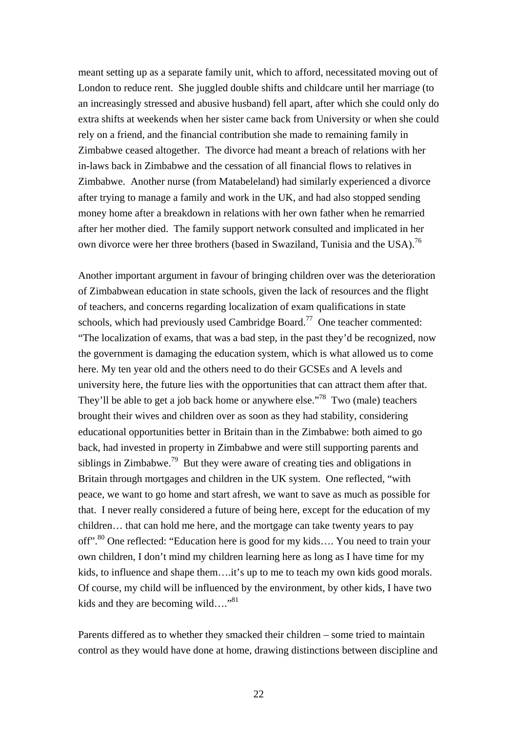meant setting up as a separate family unit, which to afford, necessitated moving out of London to reduce rent. She juggled double shifts and childcare until her marriage (to an increasingly stressed and abusive husband) fell apart, after which she could only do extra shifts at weekends when her sister came back from University or when she could rely on a friend, and the financial contribution she made to remaining family in Zimbabwe ceased altogether. The divorce had meant a breach of relations with her in-laws back in Zimbabwe and the cessation of all financial flows to relatives in Zimbabwe. Another nurse (from Matabeleland) had similarly experienced a divorce after trying to manage a family and work in the UK, and had also stopped sending money home after a breakdown in relations with her own father when he remarried after her mother died. The family support network consulted and implicated in her own divorce were her three brothers (based in Swaziland, Tunisia and the USA).[76]

Another important argument in favour of bringing children over was the deterioration of Zimbabwean education in state schools, given the lack of resources and the flight of teachers, and concerns regarding localization of exam qualifications in state schools, which had previously used Cambridge Board.[77] One teacher commented: "The localization of exams, that was a bad step, in the past they'd be recognized, now the government is damaging the education system, which is what allowed us to come here. My ten year old and the others need to do their GCSEs and A levels and university here, the future lies with the opportunities that can attract them after that. They'll be able to get a job back home or anywhere else."[78] Two (male) teachers brought their wives and children over as soon as they had stability, considering educational opportunities better in Britain than in the Zimbabwe: both aimed to go back, had invested in property in Zimbabwe and were still supporting parents and siblings in Zimbabwe.[79] But they were aware of creating ties and obligations in Britain through mortgages and children in the UK system. One reflected, "with peace, we want to go home and start afresh, we want to save as much as possible for that. I never really considered a future of being here, except for the education of my children… that can hold me here, and the mortgage can take twenty years to pay off".[80] One reflected: "Education here is good for my kids…. You need to train your own children, I don't mind my children learning here as long as I have time for my kids, to influence and shape them….it's up to me to teach my own kids good morals. Of course, my child will be influenced by the environment, by other kids, I have two kids and they are becoming wild…."[81]

Parents differed as to whether they smacked their children – some tried to maintain control as they would have done at home, drawing distinctions between discipline and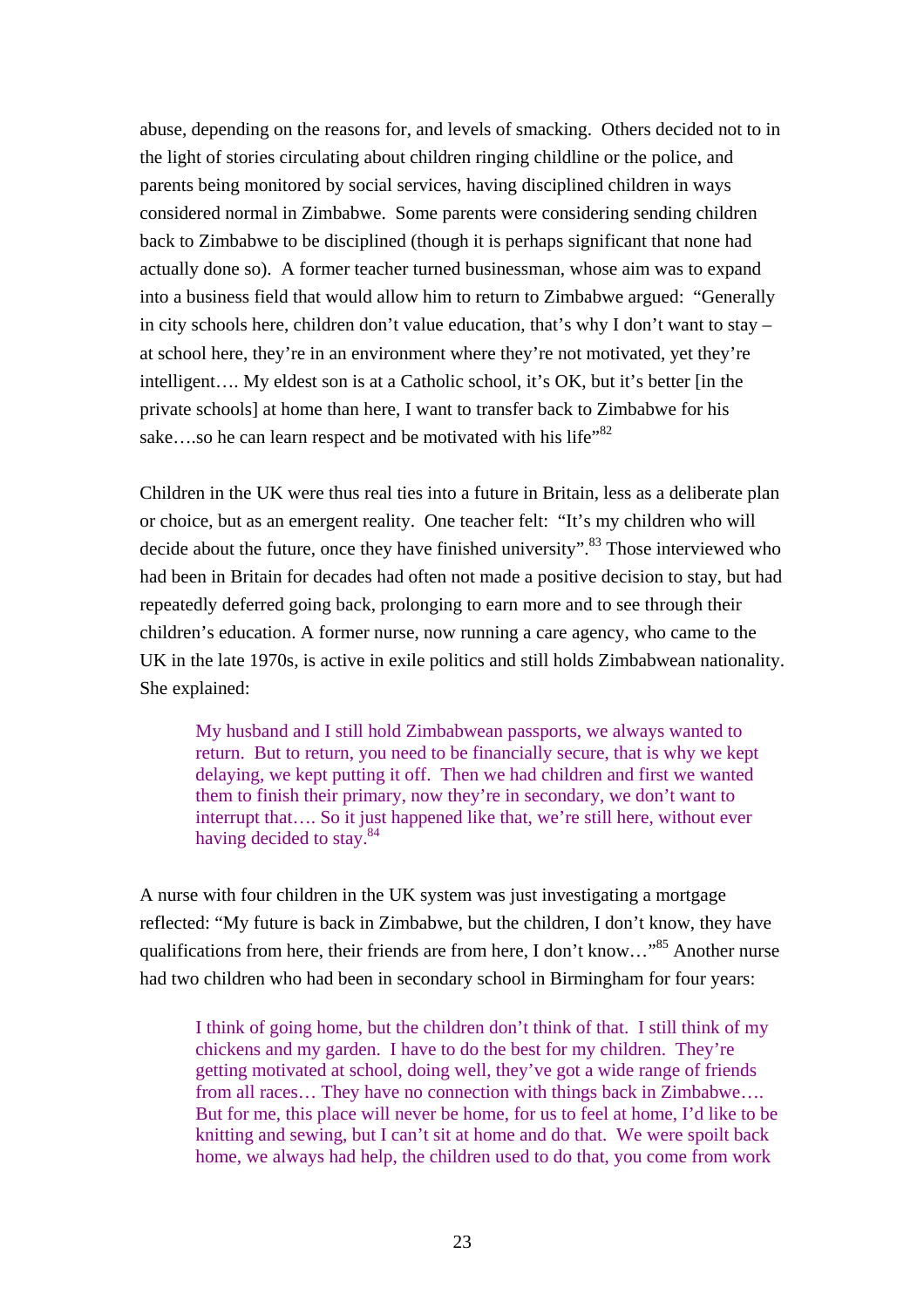abuse, depending on the reasons for, and levels of smacking. Others decided not to in the light of stories circulating about children ringing childline or the police, and parents being monitored by social services, having disciplined children in ways considered normal in Zimbabwe. Some parents were considering sending children back to Zimbabwe to be disciplined (though it is perhaps significant that none had actually done so). A former teacher turned businessman, whose aim was to expand into a business field that would allow him to return to Zimbabwe argued: "Generally in city schools here, children don't value education, that's why I don't want to stay – at school here, they're in an environment where they're not motivated, yet they're intelligent…. My eldest son is at a Catholic school, it's OK, but it's better [in the private schools] at home than here, I want to transfer back to Zimbabwe for his sake….so he can learn respect and be motivated with his life"[82]

Children in the UK were thus real ties into a future in Britain, less as a deliberate plan or choice, but as an emergent reality. One teacher felt: "It's my children who will decide about the future, once they have finished university".[83] Those interviewed who had been in Britain for decades had often not made a positive decision to stay, but had repeatedly deferred going back, prolonging to earn more and to see through their children's education. A former nurse, now running a care agency, who came to the UK in the late 1970s, is active in exile politics and still holds Zimbabwean nationality. She explained:

> My husband and I still hold Zimbabwean passports, we always wanted to return. But to return, you need to be financially secure, that is why we kept delaying, we kept putting it off. Then we had children and first we wanted them to finish their primary, now they're in secondary, we don't want to interrupt that…. So it just happened like that, we're still here, without ever having decided to stay.[84]

A nurse with four children in the UK system was just investigating a mortgage reflected: "My future is back in Zimbabwe, but the children, I don't know, they have qualifications from here, their friends are from here, I don't know…"[85] Another nurse had two children who had been in secondary school in Birmingham for four years:

> I think of going home, but the children don't think of that. I still think of my chickens and my garden. I have to do the best for my children. They're getting motivated at school, doing well, they've got a wide range of friends from all races… They have no connection with things back in Zimbabwe…. But for me, this place will never be home, for us to feel at home, I'd like to be knitting and sewing, but I can't sit at home and do that. We were spoilt back home, we always had help, the children used to do that, you come from work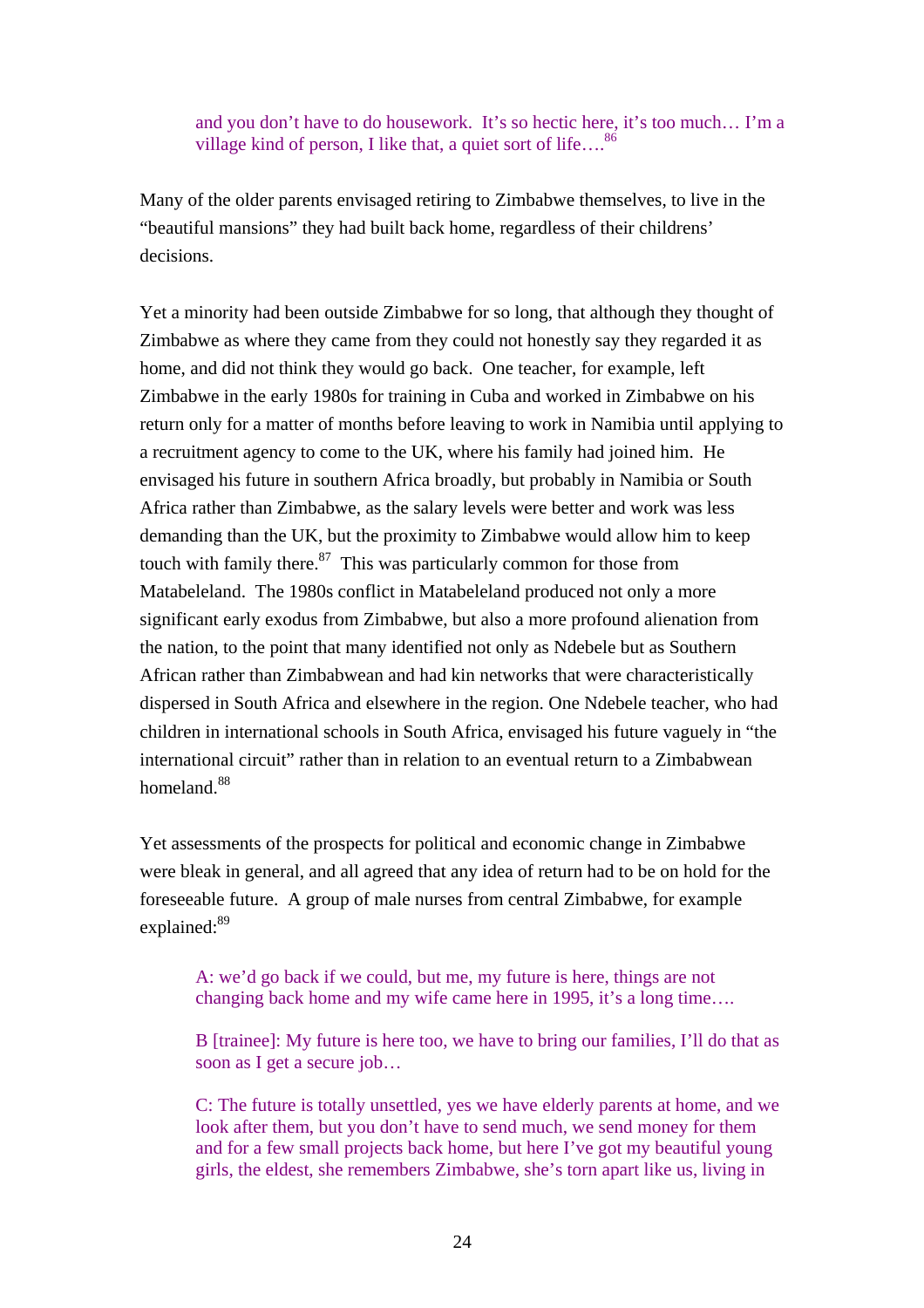> and you don't have to do housework. It's so hectic here, it's too much… I'm a village kind of person, I like that, a quiet sort of life….[86]

Many of the older parents envisaged retiring to Zimbabwe themselves, to live in the "beautiful mansions" they had built back home, regardless of their childrens' decisions.

Yet a minority had been outside Zimbabwe for so long, that although they thought of Zimbabwe as where they came from they could not honestly say they regarded it as home, and did not think they would go back. One teacher, for example, left Zimbabwe in the early 1980s for training in Cuba and worked in Zimbabwe on his return only for a matter of months before leaving to work in Namibia until applying to a recruitment agency to come to the UK, where his family had joined him. He envisaged his future in southern Africa broadly, but probably in Namibia or South Africa rather than Zimbabwe, as the salary levels were better and work was less demanding than the UK, but the proximity to Zimbabwe would allow him to keep touch with family there.[87] This was particularly common for those from Matabeleland. The 1980s conflict in Matabeleland produced not only a more significant early exodus from Zimbabwe, but also a more profound alienation from the nation, to the point that many identified not only as Ndebele but as Southern African rather than Zimbabwean and had kin networks that were characteristically dispersed in South Africa and elsewhere in the region. One Ndebele teacher, who had children in international schools in South Africa, envisaged his future vaguely in "the international circuit" rather than in relation to an eventual return to a Zimbabwean homeland.[88]

Yet assessments of the prospects for political and economic change in Zimbabwe were bleak in general, and all agreed that any idea of return had to be on hold for the foreseeable future. A group of male nurses from central Zimbabwe, for example explained:[89]

> A: we'd go back if we could, but me, my future is here, things are not changing back home and my wife came here in 1995, it's a long time….
>
> B [trainee]: My future is here too, we have to bring our families, I'll do that as soon as I get a secure job…
>
> C: The future is totally unsettled, yes we have elderly parents at home, and we look after them, but you don't have to send much, we send money for them and for a few small projects back home, but here I've got my beautiful young girls, the eldest, she remembers Zimbabwe, she's torn apart like us, living in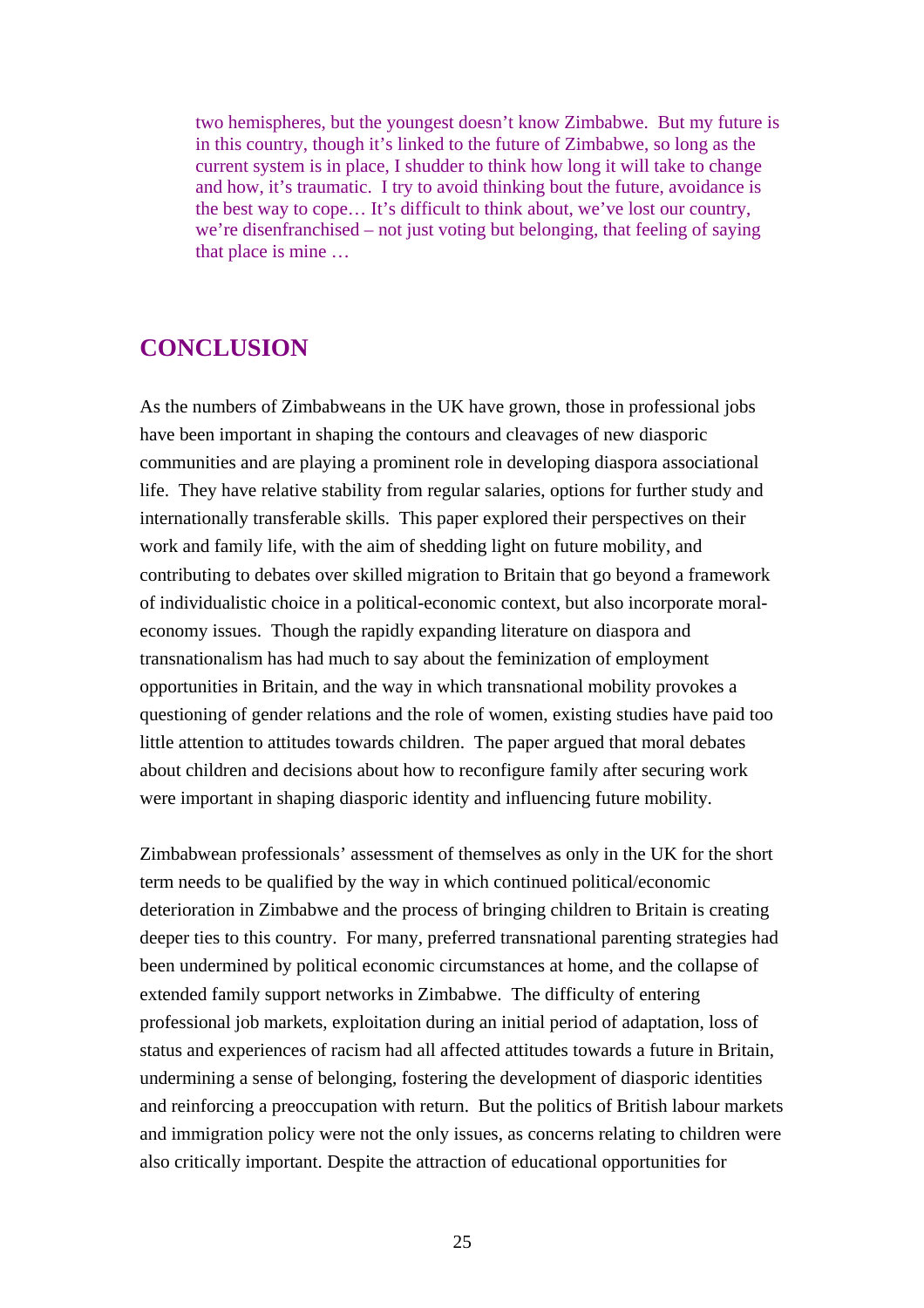> two hemispheres, but the youngest doesn't know Zimbabwe. But my future is in this country, though it's linked to the future of Zimbabwe, so long as the current system is in place, I shudder to think how long it will take to change and how, it's traumatic. I try to avoid thinking bout the future, avoidance is the best way to cope… It's difficult to think about, we've lost our country, we're disenfranchised – not just voting but belonging, that feeling of saying that place is mine …

## CONCLUSION

As the numbers of Zimbabweans in the UK have grown, those in professional jobs have been important in shaping the contours and cleavages of new diasporic communities and are playing a prominent role in developing diaspora associational life. They have relative stability from regular salaries, options for further study and internationally transferable skills. This paper explored their perspectives on their work and family life, with the aim of shedding light on future mobility, and contributing to debates over skilled migration to Britain that go beyond a framework of individualistic choice in a political-economic context, but also incorporate moral-economy issues. Though the rapidly expanding literature on diaspora and transnationalism has had much to say about the feminization of employment opportunities in Britain, and the way in which transnational mobility provokes a questioning of gender relations and the role of women, existing studies have paid too little attention to attitudes towards children. The paper argued that moral debates about children and decisions about how to reconfigure family after securing work were important in shaping diasporic identity and influencing future mobility.

Zimbabwean professionals' assessment of themselves as only in the UK for the short term needs to be qualified by the way in which continued political/economic deterioration in Zimbabwe and the process of bringing children to Britain is creating deeper ties to this country. For many, preferred transnational parenting strategies had been undermined by political economic circumstances at home, and the collapse of extended family support networks in Zimbabwe. The difficulty of entering professional job markets, exploitation during an initial period of adaptation, loss of status and experiences of racism had all affected attitudes towards a future in Britain, undermining a sense of belonging, fostering the development of diasporic identities and reinforcing a preoccupation with return. But the politics of British labour markets and immigration policy were not the only issues, as concerns relating to children were also critically important. Despite the attraction of educational opportunities for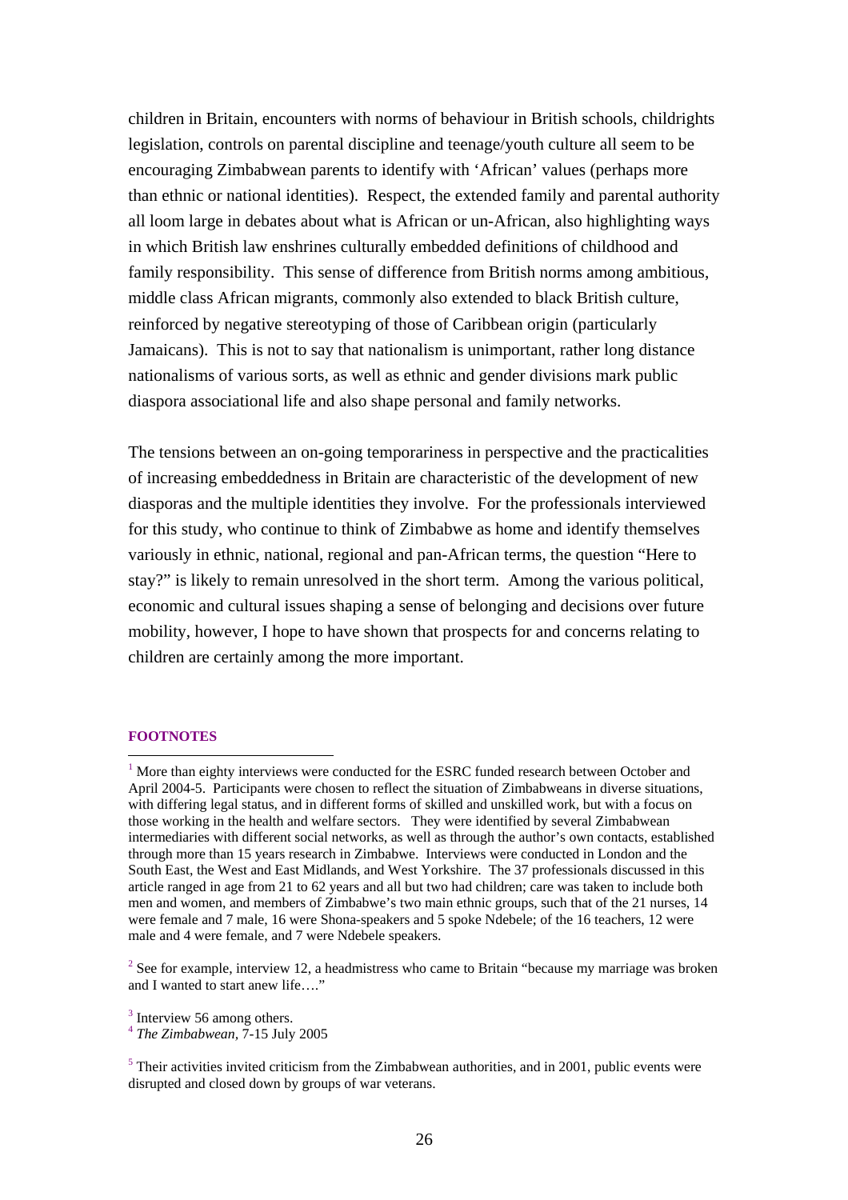children in Britain, encounters with norms of behaviour in British schools, childrights legislation, controls on parental discipline and teenage/youth culture all seem to be encouraging Zimbabwean parents to identify with 'African' values (perhaps more than ethnic or national identities). Respect, the extended family and parental authority all loom large in debates about what is African or un-African, also highlighting ways in which British law enshrines culturally embedded definitions of childhood and family responsibility. This sense of difference from British norms among ambitious, middle class African migrants, commonly also extended to black British culture, reinforced by negative stereotyping of those of Caribbean origin (particularly Jamaicans). This is not to say that nationalism is unimportant, rather long distance nationalisms of various sorts, as well as ethnic and gender divisions mark public diaspora associational life and also shape personal and family networks.

The tensions between an on-going temporariness in perspective and the practicalities of increasing embeddedness in Britain are characteristic of the development of new diasporas and the multiple identities they involve. For the professionals interviewed for this study, who continue to think of Zimbabwe as home and identify themselves variously in ethnic, national, regional and pan-African terms, the question "Here to stay?" is likely to remain unresolved in the short term. Among the various political, economic and cultural issues shaping a sense of belonging and decisions over future mobility, however, I hope to have shown that prospects for and concerns relating to children are certainly among the more important.

**FOOTNOTES**

[1] More than eighty interviews were conducted for the ESRC funded research between October and April 2004-5. Participants were chosen to reflect the situation of Zimbabweans in diverse situations, with differing legal status, and in different forms of skilled and unskilled work, but with a focus on those working in the health and welfare sectors. They were identified by several Zimbabwean intermediaries with different social networks, as well as through the author's own contacts, established through more than 15 years research in Zimbabwe. Interviews were conducted in London and the South East, the West and East Midlands, and West Yorkshire. The 37 professionals discussed in this article ranged in age from 21 to 62 years and all but two had children; care was taken to include both men and women, and members of Zimbabwe's two main ethnic groups, such that of the 21 nurses, 14 were female and 7 male, 16 were Shona-speakers and 5 spoke Ndebele; of the 16 teachers, 12 were male and 4 were female, and 7 were Ndebele speakers.

[2] See for example, interview 12, a headmistress who came to Britain "because my marriage was broken and I wanted to start anew life…."

[3] Interview 56 among others.

[4] *The Zimbabwean,* 7-15 July 2005

[5] Their activities invited criticism from the Zimbabwean authorities, and in 2001, public events were disrupted and closed down by groups of war veterans.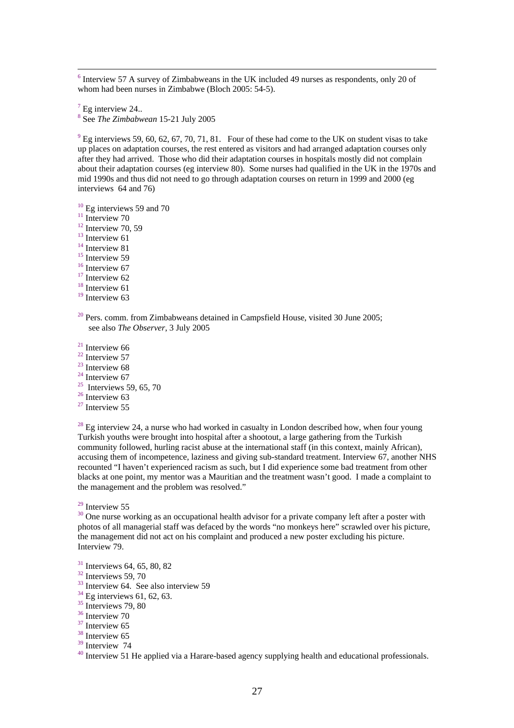[6] Interview 57 A survey of Zimbabweans in the UK included 49 nurses as respondents, only 20 of whom had been nurses in Zimbabwe (Bloch 2005: 54-5).

[7] Eg interview 24..

[8] See *The Zimbabwean* 15-21 July 2005

[9] Eg interviews 59, 60, 62, 67, 70, 71, 81. Four of these had come to the UK on student visas to take up places on adaptation courses, the rest entered as visitors and had arranged adaptation courses only after they had arrived. Those who did their adaptation courses in hospitals mostly did not complain about their adaptation courses (eg interview 80). Some nurses had qualified in the UK in the 1970s and mid 1990s and thus did not need to go through adaptation courses on return in 1999 and 2000 (eg interviews 64 and 76)

[10] Eg interviews 59 and 70

[11] Interview 70

[12] Interview 70, 59

[13] Interview 61

[14] Interview 81

[15] Interview 59

[16] Interview 67

[17] Interview 62

[18] Interview 61

[19] Interview 63

[20] Pers. comm. from Zimbabweans detained in Campsfield House, visited 30 June 2005; see also *The Observer*, 3 July 2005

[21] Interview 66

[22] Interview 57

[23] Interview 68

[24] Interview 67

[25] Interviews 59, 65, 70

[26] Interview 63

[27] Interview 55

[28] Eg interview 24, a nurse who had worked in casualty in London described how, when four young Turkish youths were brought into hospital after a shootout, a large gathering from the Turkish community followed, hurling racist abuse at the international staff (in this context, mainly African), accusing them of incompetence, laziness and giving sub-standard treatment. Interview 67, another NHS recounted "I haven't experienced racism as such, but I did experience some bad treatment from other blacks at one point, my mentor was a Mauritian and the treatment wasn't good. I made a complaint to the management and the problem was resolved."

[29] Interview 55

[30] One nurse working as an occupational health advisor for a private company left after a poster with photos of all managerial staff was defaced by the words "no monkeys here" scrawled over his picture, the management did not act on his complaint and produced a new poster excluding his picture. Interview 79.

[31] Interviews 64, 65, 80, 82

[32] Interviews 59, 70

[33] Interview 64. See also interview 59

[34] Eg interviews 61, 62, 63.

[35] Interviews 79, 80

[36] Interview 70

[37] Interview 65

[38] Interview 65

[39] Interview 74

[40] Interview 51 He applied via a Harare-based agency supplying health and educational professionals.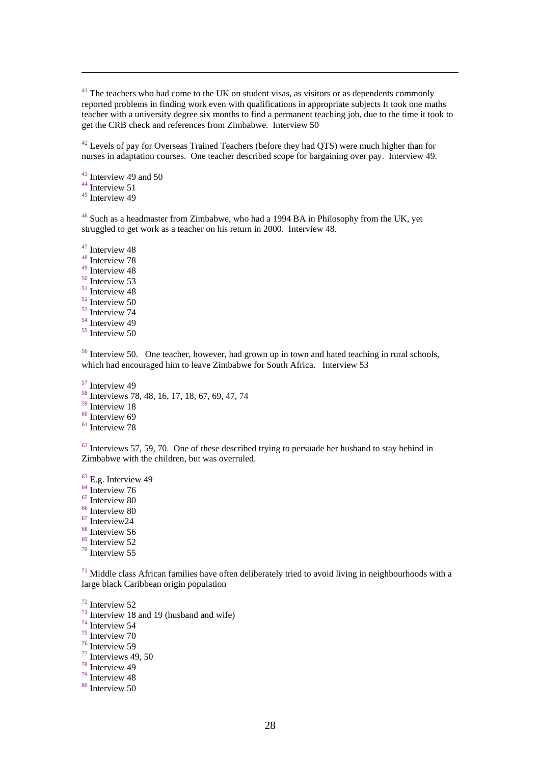[41] The teachers who had come to the UK on student visas, as visitors or as dependents commonly reported problems in finding work even with qualifications in appropriate subjects It took one maths teacher with a university degree six months to find a permanent teaching job, due to the time it took to get the CRB check and references from Zimbabwe. Interview 50

[42] Levels of pay for Overseas Trained Teachers (before they had QTS) were much higher than for nurses in adaptation courses. One teacher described scope for bargaining over pay. Interview 49.

[43] Interview 49 and 50
[44] Interview 51
[45] Interview 49

[46] Such as a headmaster from Zimbabwe, who had a 1994 BA in Philosophy from the UK, yet struggled to get work as a teacher on his return in 2000. Interview 48.

[47] Interview 48
[48] Interview 78
[49] Interview 48
[50] Interview 53
[51] Interview 48
[52] Interview 50
[53] Interview 74
[54] Interview 49
[55] Interview 50

[56] Interview 50. One teacher, however, had grown up in town and hated teaching in rural schools, which had encouraged him to leave Zimbabwe for South Africa. Interview 53

[57] Interview 49
[58] Interviews 78, 48, 16, 17, 18, 67, 69, 47, 74
[59] Interview 18
[60] Interview 69
[61] Interview 78

[62] Interviews 57, 59, 70. One of these described trying to persuade her husband to stay behind in Zimbabwe with the children, but was overruled.

[63] E.g. Interview 49
[64] Interview 76
[65] Interview 80
[66] Interview 80
[67] Interview24
[68] Interview 56
[69] Interview 52
[70] Interview 55

[71] Middle class African families have often deliberately tried to avoid living in neighbourhoods with a large black Caribbean origin population

[72] Interview 52
[73] Interview 18 and 19 (husband and wife)
[74] Interview 54
[75] Interview 70
[76] Interview 59
[77] Interviews 49, 50
[78] Interview 49
[79] Interview 48
[80] Interview 50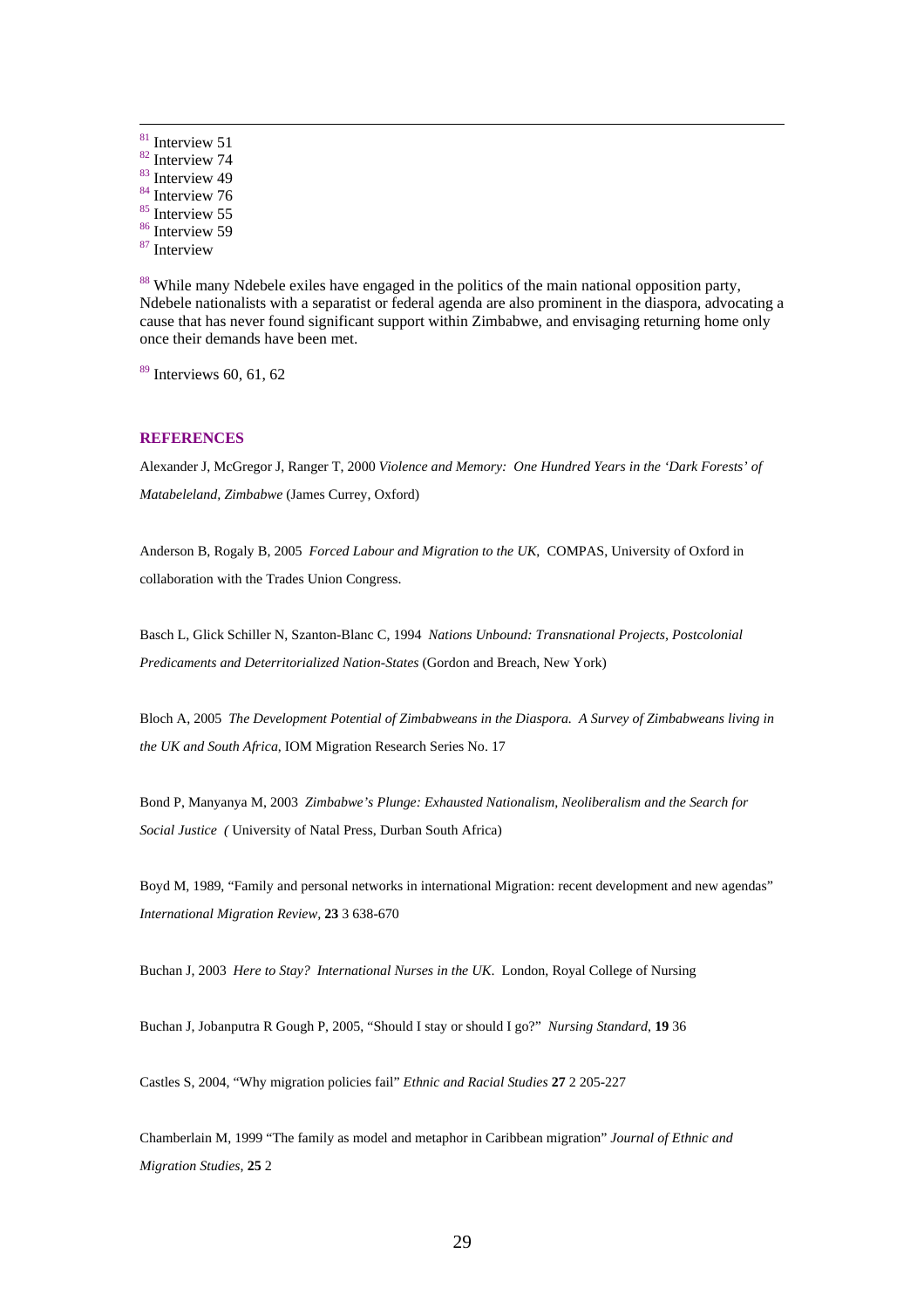[81] Interview 51
[82] Interview 74
[83] Interview 49
[84] Interview 76
[85] Interview 55
[86] Interview 59
[87] Interview

[88] While many Ndebele exiles have engaged in the politics of the main national opposition party, Ndebele nationalists with a separatist or federal agenda are also prominent in the diaspora, advocating a cause that has never found significant support within Zimbabwe, and envisaging returning home only once their demands have been met.

[89] Interviews 60, 61, 62

## REFERENCES

Alexander J, McGregor J, Ranger T, 2000 *Violence and Memory: One Hundred Years in the 'Dark Forests' of Matabeleland, Zimbabwe* (James Currey, Oxford)

Anderson B, Rogaly B, 2005 *Forced Labour and Migration to the UK*, COMPAS, University of Oxford in collaboration with the Trades Union Congress.

Basch L, Glick Schiller N, Szanton-Blanc C, 1994 *Nations Unbound: Transnational Projects, Postcolonial Predicaments and Deterritorialized Nation-States* (Gordon and Breach, New York)

Bloch A, 2005 *The Development Potential of Zimbabweans in the Diaspora. A Survey of Zimbabweans living in the UK and South Africa*, IOM Migration Research Series No. 17

Bond P, Manyanya M, 2003 *Zimbabwe's Plunge: Exhausted Nationalism, Neoliberalism and the Search for Social Justice (* University of Natal Press, Durban South Africa)

Boyd M, 1989, "Family and personal networks in international Migration: recent development and new agendas" *International Migration Review*, **23** 3 638-670

Buchan J, 2003 *Here to Stay? International Nurses in the UK*. London, Royal College of Nursing

Buchan J, Jobanputra R Gough P, 2005, "Should I stay or should I go?" *Nursing Standard*, **19** 36

Castles S, 2004, "Why migration policies fail" *Ethnic and Racial Studies* **27** 2 205-227

Chamberlain M, 1999 "The family as model and metaphor in Caribbean migration" *Journal of Ethnic and Migration Studies*, **25** 2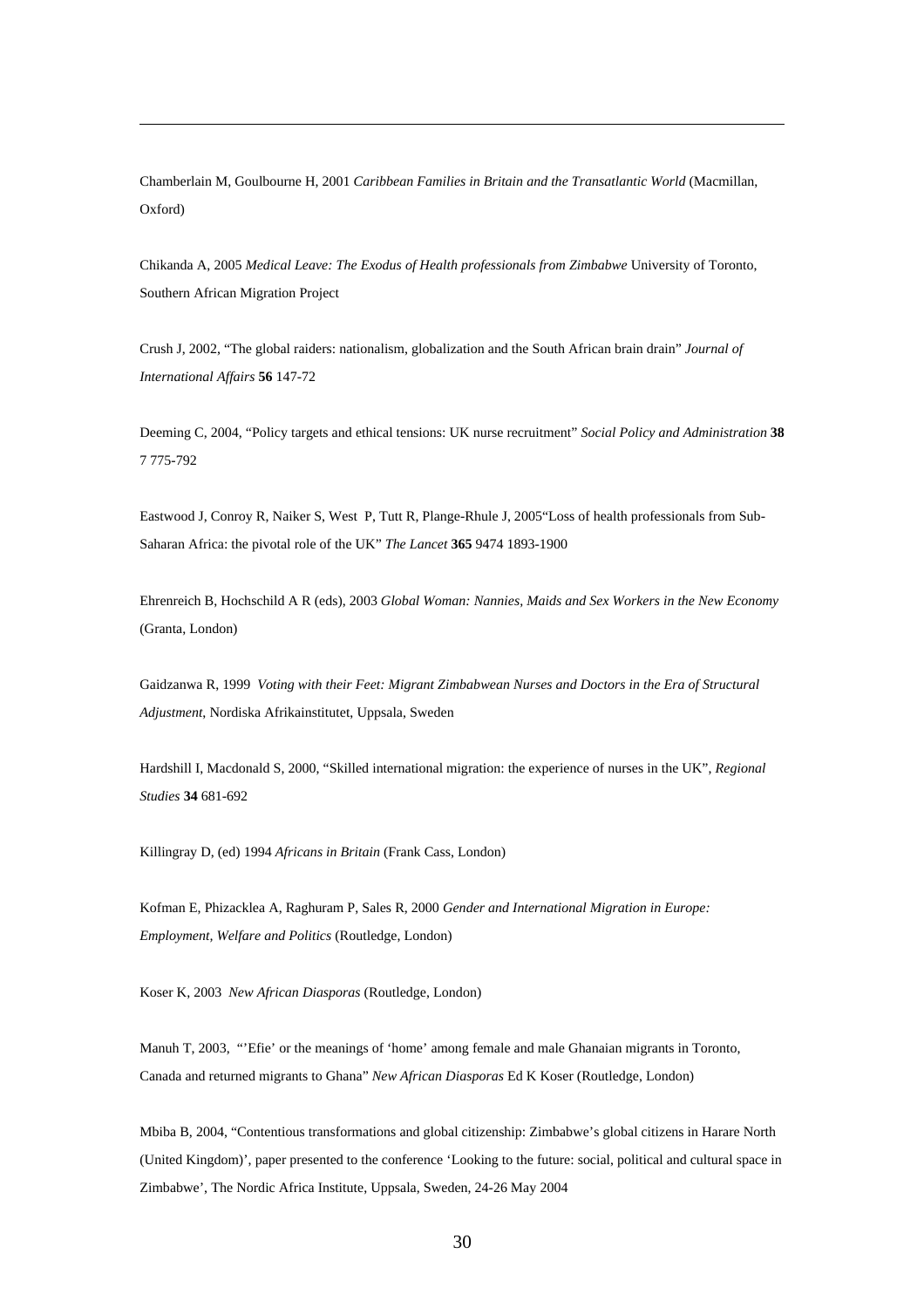Chamberlain M, Goulbourne H, 2001 *Caribbean Families in Britain and the Transatlantic World* (Macmillan, Oxford)

Chikanda A, 2005 *Medical Leave: The Exodus of Health professionals from Zimbabwe* University of Toronto, Southern African Migration Project

Crush J, 2002, "The global raiders: nationalism, globalization and the South African brain drain" *Journal of International Affairs* **56** 147-72

Deeming C, 2004, "Policy targets and ethical tensions: UK nurse recruitment" *Social Policy and Administration* **38** 7 775-792

Eastwood J, Conroy R, Naiker S, West P, Tutt R, Plange-Rhule J, 2005"Loss of health professionals from Sub-Saharan Africa: the pivotal role of the UK" *The Lancet* **365** 9474 1893-1900

Ehrenreich B, Hochschild A R (eds), 2003 *Global Woman: Nannies, Maids and Sex Workers in the New Economy* (Granta, London)

Gaidzanwa R, 1999 *Voting with their Feet: Migrant Zimbabwean Nurses and Doctors in the Era of Structural Adjustment*, Nordiska Afrikainstitutet, Uppsala, Sweden

Hardshill I, Macdonald S, 2000, "Skilled international migration: the experience of nurses in the UK", *Regional Studies* **34** 681-692

Killingray D, (ed) 1994 *Africans in Britain* (Frank Cass, London)

Kofman E, Phizacklea A, Raghuram P, Sales R, 2000 *Gender and International Migration in Europe: Employment, Welfare and Politics* (Routledge, London)

Koser K, 2003 *New African Diasporas* (Routledge, London)

Manuh T, 2003, "'Efie' or the meanings of 'home' among female and male Ghanaian migrants in Toronto, Canada and returned migrants to Ghana" *New African Diasporas* Ed K Koser (Routledge, London)

Mbiba B, 2004, "Contentious transformations and global citizenship: Zimbabwe's global citizens in Harare North (United Kingdom)', paper presented to the conference 'Looking to the future: social, political and cultural space in Zimbabwe', The Nordic Africa Institute, Uppsala, Sweden, 24-26 May 2004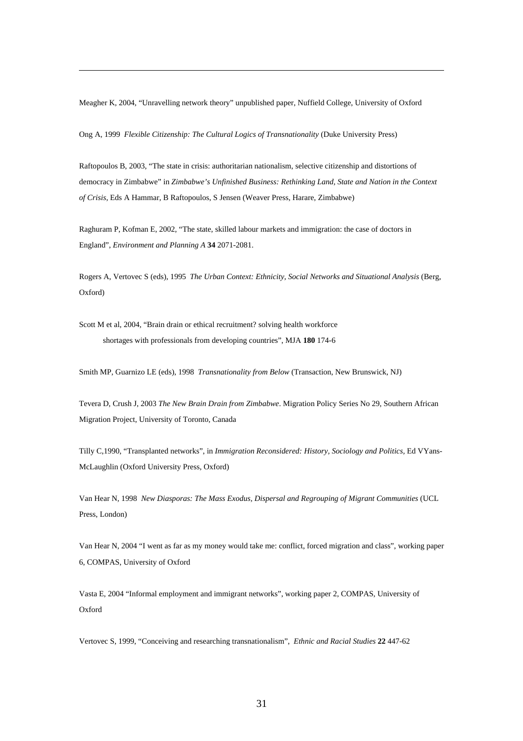Meagher K, 2004, "Unravelling network theory" unpublished paper, Nuffield College, University of Oxford

Ong A, 1999 *Flexible Citizenship: The Cultural Logics of Transnationality* (Duke University Press)

Raftopoulos B, 2003, "The state in crisis: authoritarian nationalism, selective citizenship and distortions of democracy in Zimbabwe" in *Zimbabwe's Unfinished Business: Rethinking Land, State and Nation in the Context of Crisis*, Eds A Hammar, B Raftopoulos, S Jensen (Weaver Press, Harare, Zimbabwe)

Raghuram P, Kofman E, 2002, "The state, skilled labour markets and immigration: the case of doctors in England", *Environment and Planning A* **34** 2071-2081.

Rogers A, Vertovec S (eds), 1995 *The Urban Context: Ethnicity, Social Networks and Situational Analysis* (Berg, Oxford)

Scott M et al, 2004, "Brain drain or ethical recruitment? solving health workforce shortages with professionals from developing countries", MJA **180** 174-6

Smith MP, Guarnizo LE (eds), 1998 *Transnationality from Below* (Transaction, New Brunswick, NJ)

Tevera D, Crush J, 2003 *The New Brain Drain from Zimbabwe*. Migration Policy Series No 29, Southern African Migration Project, University of Toronto, Canada

Tilly C,1990, "Transplanted networks", in *Immigration Reconsidered: History, Sociology and Politics*, Ed VYans-McLaughlin (Oxford University Press, Oxford)

Van Hear N, 1998 *New Diasporas: The Mass Exodus, Dispersal and Regrouping of Migrant Communities* (UCL Press, London)

Van Hear N, 2004 "I went as far as my money would take me: conflict, forced migration and class", working paper 6, COMPAS, University of Oxford

Vasta E, 2004 "Informal employment and immigrant networks", working paper 2, COMPAS, University of Oxford

Vertovec S, 1999, "Conceiving and researching transnationalism", *Ethnic and Racial Studies* **22** 447-62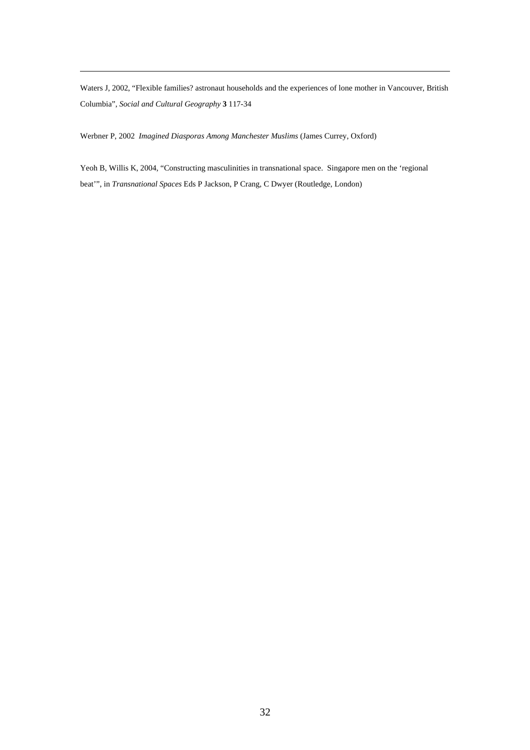Waters J, 2002, "Flexible families? astronaut households and the experiences of lone mother in Vancouver, British Columbia", *Social and Cultural Geography* **3** 117-34

Werbner P, 2002 *Imagined Diasporas Among Manchester Muslims* (James Currey, Oxford)

Yeoh B, Willis K, 2004, "Constructing masculinities in transnational space. Singapore men on the 'regional beat'", in *Transnational Spaces* Eds P Jackson, P Crang, C Dwyer (Routledge, London)